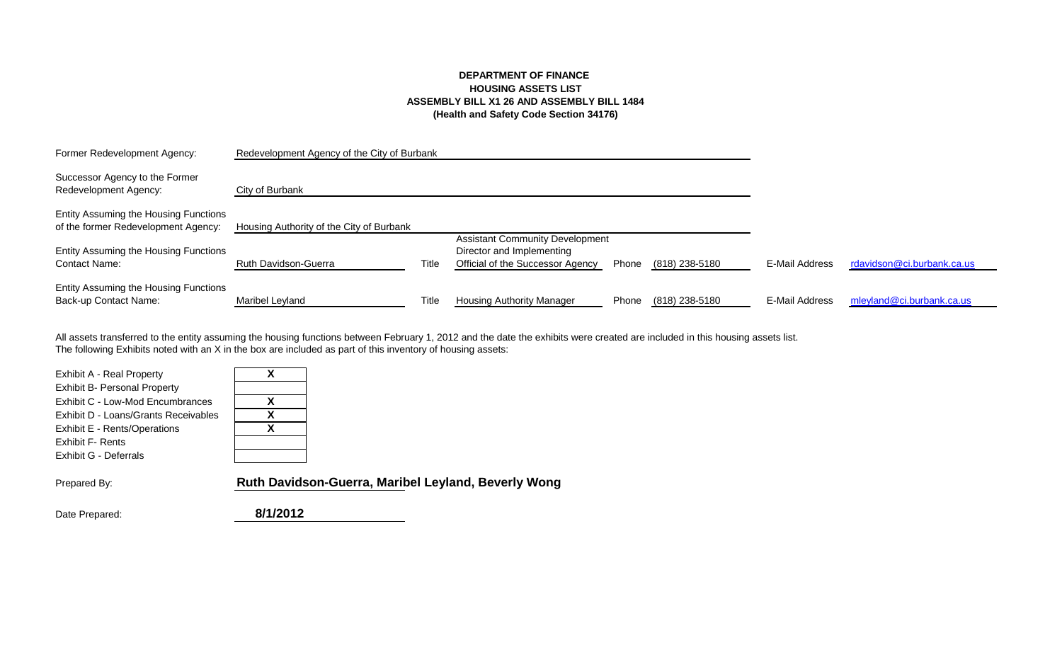# DEPARTMENT OF FINANCE
## HOUSING ASSETS LIST
## ASSEMBLY BILL X1 26 AND ASSEMBLY BILL 1484
## (Health and Safety Code Section 34176)

| | | | | | | | |
|---|---|---|---|---|---|---|---|
| Former Redevelopment Agency: | Redevelopment Agency of the City of Burbank | | | | | | |
| Successor Agency to the Former Redevelopment Agency: | City of Burbank | | | | | | |
| Entity Assuming the Housing Functions of the former Redevelopment Agency: | Housing Authority of the City of Burbank | | | | | | |
| Entity Assuming the Housing Functions Contact Name: | Ruth Davidson-Guerra | Title | Assistant Community Development Director and Implementing Official of the Successor Agency | Phone | (818) 238-5180 | E-Mail Address | rdavidson@ci.burbank.ca.us |
| Entity Assuming the Housing Functions Back-up Contact Name: | Maribel Leyland | Title | Housing Authority Manager | Phone | (818) 238-5180 | E-Mail Address | mleyland@ci.burbank.ca.us |

All assets transferred to the entity assuming the housing functions between February 1, 2012 and the date the exhibits were created are included in this housing assets list.
The following Exhibits noted with an X in the box are included as part of this inventory of housing assets:

| Exhibit | Included |
|---|---|
| Exhibit A - Real Property | X |
| Exhibit B- Personal Property | |
| Exhibit C - Low-Mod Encumbrances | X |
| Exhibit D - Loans/Grants Receivables | X |
| Exhibit E - Rents/Operations | X |
| Exhibit F- Rents | |
| Exhibit G - Deferrals | |

Prepared By: **Ruth Davidson-Guerra, Maribel Leyland, Beverly Wong**

Date Prepared: **8/1/2012**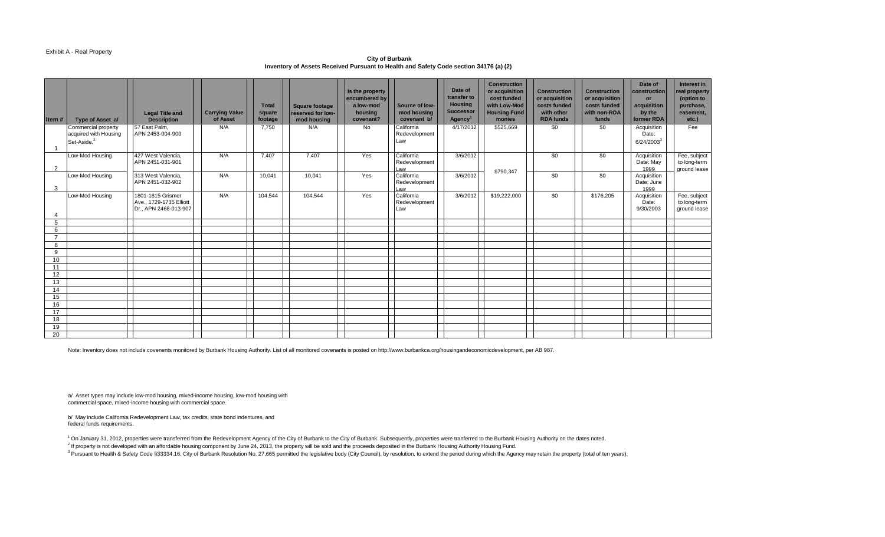Exhibit A - Real Property

**City of Burbank**
**Inventory of Assets Received Pursuant to Health and Safety Code section 34176 (a) (2)**

| Item # | Type of Asset a/ | Legal Title and Description | Carrying Value of Asset | Total square footage | Square footage reserved for low-mod housing | Is the property encumbered by a low-mod housing covenant? | Source of low-mod housing covenant b/ | Date of transfer to Housing Successor Agency[1] | Construction or acquisition cost funded with Low-Mod Housing Fund monies | Construction or acquisition costs funded with other RDA funds | Construction or acquisition costs funded with non-RDA funds | Date of construction or acquisition by the former RDA | Interest in real property (option to purchase, easement, etc.) |
|---|---|---|---|---|---|---|---|---|---|---|---|---|---|
| 1 | Commercial property acquired with Housing Set-Aside.[2] | 57 East Palm, APN 2453-004-900 | N/A | 7,750 | N/A | No | California Redevelopment Law | 4/17/2012 | $525,669 | $0 | $0 | Acquisition Date: 6/24/2003[3] | Fee |
| 2 | Low-Mod Housing | 427 West Valencia, APN 2451-031-901 | N/A | 7,407 | 7,407 | Yes | California Redevelopment Law | 3/6/2012 | $790,347 | $0 | $0 | Acquisition Date: May 1999 | Fee, subject to long-term ground lease |
| 3 | Low-Mod Housing | 313 West Valencia, APN 2451-032-902 | N/A | 10,041 | 10,041 | Yes | California Redevelopment Law | 3/6/2012 | | $0 | $0 | Acquisition Date: June 1999 | |
| 4 | Low-Mod Housing | 1801-1815 Grismer Ave., 1729-1735 Elliott Dr., APN 2468-013-907 | N/A | 104,544 | 104,544 | Yes | California Redevelopment Law | 3/6/2012 | $19,222,000 | $0 | $176,205 | Acquisition Date: 9/30/2003 | Fee, subject to long-term ground lease |
| 5 | | | | | | | | | | | | | |
| 6 | | | | | | | | | | | | | |
| 7 | | | | | | | | | | | | | |
| 8 | | | | | | | | | | | | | |
| 9 | | | | | | | | | | | | | |
| 10 | | | | | | | | | | | | | |
| 11 | | | | | | | | | | | | | |
| 12 | | | | | | | | | | | | | |
| 13 | | | | | | | | | | | | | |
| 14 | | | | | | | | | | | | | |
| 15 | | | | | | | | | | | | | |
| 16 | | | | | | | | | | | | | |
| 17 | | | | | | | | | | | | | |
| 18 | | | | | | | | | | | | | |
| 19 | | | | | | | | | | | | | |
| 20 | | | | | | | | | | | | | |

Note: Inventory does not include covenents monitored by Burbank Housing Authority. List of all monitored covenants is posted on http://www.burbankca.org/housingandeconomicdevelopment, per AB 987.

a/ Asset types may include low-mod housing, mixed-income housing, low-mod housing with commercial space, mixed-income housing with commercial space.

b/ May include California Redevelopment Law, tax credits, state bond indentures, and federal funds requirements.

[1] On January 31, 2012, properties were transferred from the Redevelopment Agency of the City of Burbank to the City of Burbank. Subsequently, properties were tranferred to the Burbank Housing Authority on the dates noted.

[2] If property is not developed with an affordable housing component by June 24, 2013, the property will be sold and the proceeds deposited in the Burbank Housing Authority Housing Fund.

[3] Pursuant to Health & Safety Code §33334.16, City of Burbank Resolution No. 27,665 permitted the legislative body (City Council), by resolution, to extend the period during which the Agency may retain the property (total of ten years).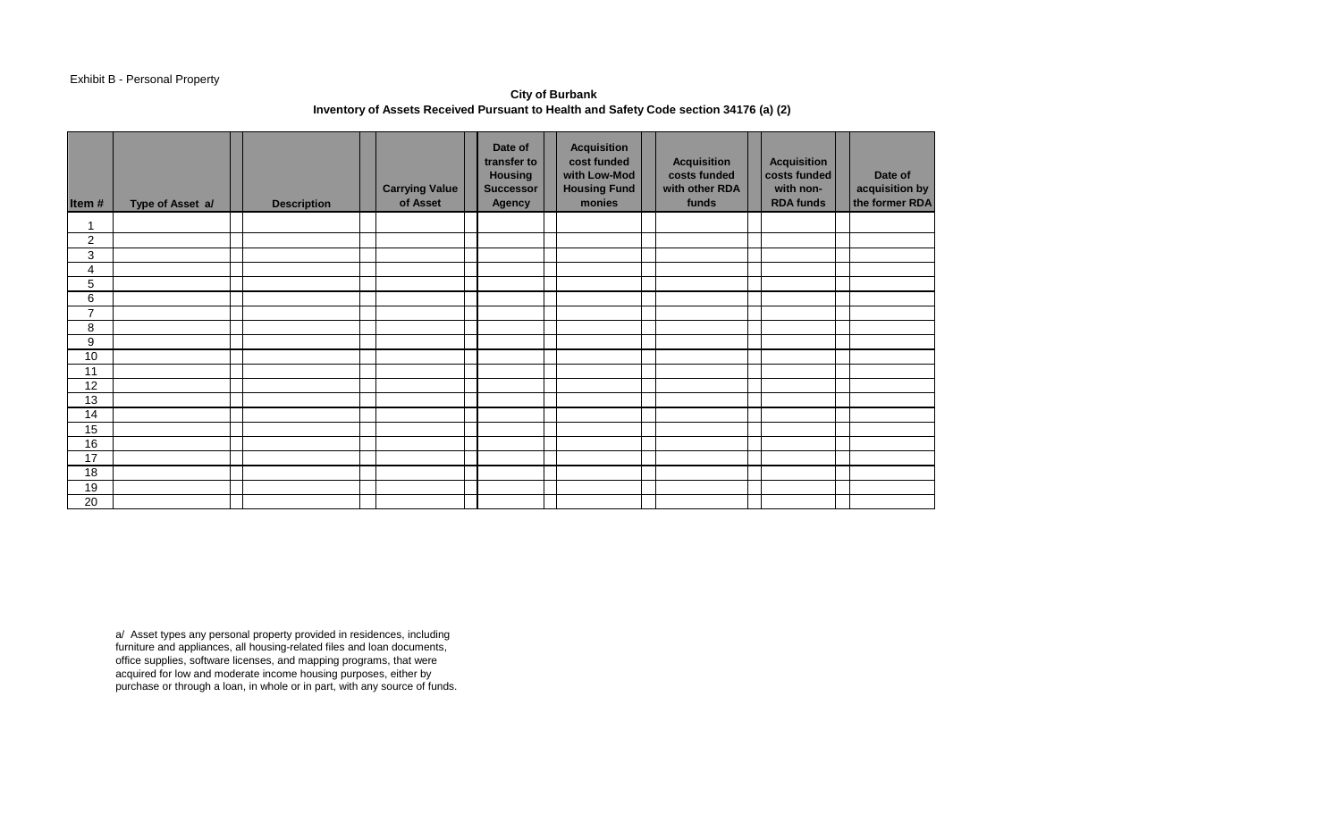Exhibit B - Personal Property

**City of Burbank**
**Inventory of Assets Received Pursuant to Health and Safety Code section 34176 (a) (2)**

| Item # | Type of Asset a/ | Description | Carrying Value of Asset | Date of transfer to Housing Successor Agency | Acquisition cost funded with Low-Mod Housing Fund monies | Acquisition costs funded with other RDA funds | Acquisition costs funded with non-RDA funds | Date of acquisition by the former RDA |
|---|---|---|---|---|---|---|---|---|
| 1 | | | | | | | | |
| 2 | | | | | | | | |
| 3 | | | | | | | | |
| 4 | | | | | | | | |
| 5 | | | | | | | | |
| 6 | | | | | | | | |
| 7 | | | | | | | | |
| 8 | | | | | | | | |
| 9 | | | | | | | | |
| 10 | | | | | | | | |
| 11 | | | | | | | | |
| 12 | | | | | | | | |
| 13 | | | | | | | | |
| 14 | | | | | | | | |
| 15 | | | | | | | | |
| 16 | | | | | | | | |
| 17 | | | | | | | | |
| 18 | | | | | | | | |
| 19 | | | | | | | | |
| 20 | | | | | | | | |

a/ Asset types any personal property provided in residences, including furniture and appliances, all housing-related files and loan documents, office supplies, software licenses, and mapping programs, that were acquired for low and moderate income housing purposes, either by purchase or through a loan, in whole or in part, with any source of funds.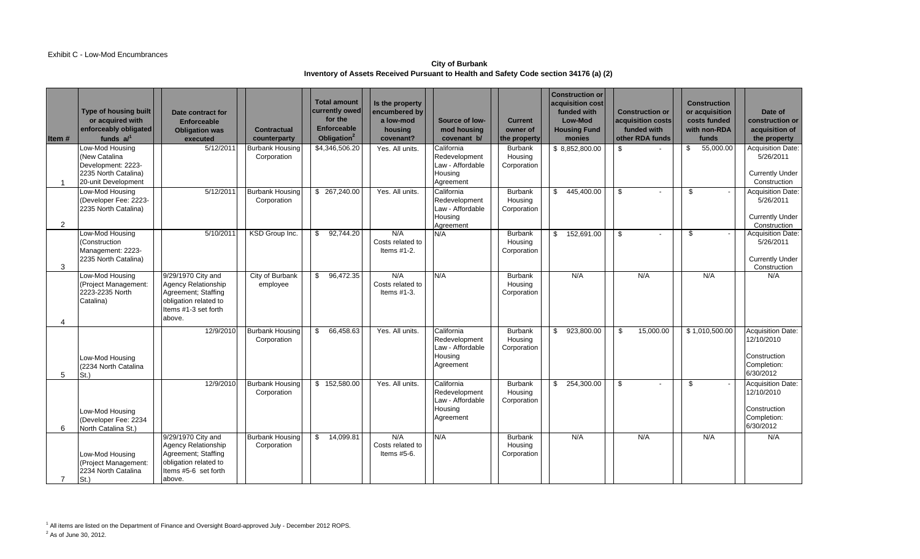Exhibit C - Low-Mod Encumbrances

**City of Burbank**
**Inventory of Assets Received Pursuant to Health and Safety Code section 34176 (a) (2)**

| Item # | Type of housing built or acquired with enforceably obligated funds a/[1] | Date contract for Enforceable Obligation was executed | Contractual counterparty | Total amount currently owed for the Enforceable Obligation[2] | Is the property encumbered by a low-mod housing covenant? | Source of low-mod housing covenant b/ | Current owner of the property | Construction or acquisition cost funded with Low-Mod Housing Fund monies | Construction or acquisition costs funded with other RDA funds | Construction or acquisition costs funded with non-RDA funds | Date of construction or acquisition of the property |
|---|---|---|---|---|---|---|---|---|---|---|---|
| 1 | Low-Mod Housing (New Catalina Development: 2223-2235 North Catalina) 20-unit Development | 5/12/2011 | Burbank Housing Corporation | $4,346,506.20 | Yes. All units. | California Redevelopment Law - Affordable Housing Agreement | Burbank Housing Corporation | $ 8,852,800.00 | $ - | $ 55,000.00 | Acquisition Date: 5/26/2011 Currently Under Construction |
| 2 | Low-Mod Housing (Developer Fee: 2223-2235 North Catalina) | 5/12/2011 | Burbank Housing Corporation | $ 267,240.00 | Yes. All units. | California Redevelopment Law - Affordable Housing Agreement | Burbank Housing Corporation | $ 445,400.00 | $ - | $ - | Acquisition Date: 5/26/2011 Currently Under Construction |
| 3 | Low-Mod Housing (Construction Management: 2223-2235 North Catalina) | 5/10/2011 | KSD Group Inc. | $ 92,744.20 | N/A Costs related to Items #1-2. | N/A | Burbank Housing Corporation | $ 152,691.00 | $ - | $ - | Acquisition Date: 5/26/2011 Currently Under Construction |
| 4 | Low-Mod Housing (Project Management: 2223-2235 North Catalina) | 9/29/1970 City and Agency Relationship Agreement; Staffing obligation related to Items #1-3 set forth above. | City of Burbank employee | $ 96,472.35 | N/A Costs related to Items #1-3. | N/A | Burbank Housing Corporation | N/A | N/A | N/A | N/A |
| 5 | Low-Mod Housing (2234 North Catalina St.) | 12/9/2010 | Burbank Housing Corporation | $ 66,458.63 | Yes. All units. | California Redevelopment Law - Affordable Housing Agreement | Burbank Housing Corporation | $ 923,800.00 | $ 15,000.00 | $ 1,010,500.00 | Acquisition Date: 12/10/2010 Construction Completion: 6/30/2012 |
| 6 | Low-Mod Housing (Developer Fee: 2234 North Catalina St.) | 12/9/2010 | Burbank Housing Corporation | $ 152,580.00 | Yes. All units. | California Redevelopment Law - Affordable Housing Agreement | Burbank Housing Corporation | $ 254,300.00 | $ - | $ - | Acquisition Date: 12/10/2010 Construction Completion: 6/30/2012 |
| 7 | Low-Mod Housing (Project Management: 2234 North Catalina St.) | 9/29/1970 City and Agency Relationship Agreement; Staffing obligation related to Items #5-6 set forth above. | Burbank Housing Corporation | $ 14,099.81 | N/A Costs related to Items #5-6. | N/A | Burbank Housing Corporation | N/A | N/A | N/A | N/A |

[1] All items are listed on the Department of Finance and Oversight Board-approved July - December 2012 ROPS.
[2] As of June 30, 2012.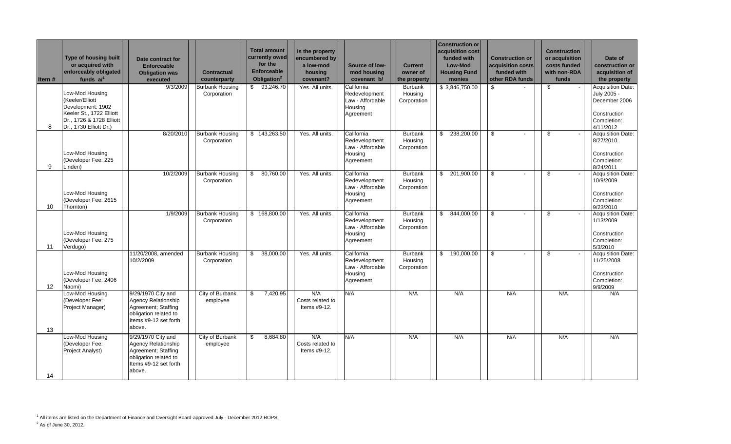| Item # | Type of housing built or acquired with enforceably obligated funds a/[1] | Date contract for Enforceable Obligation was executed | Contractual counterparty | Total amount currently owed for the Enforceable Obligation[2] | Is the property encumbered by a low-mod housing covenant? | Source of low-mod housing covenant b/ | Current owner of the property | Construction or acquisition cost funded with Low-Mod Housing Fund monies | Construction or acquisition costs funded with other RDA funds | Construction or acquisition costs funded with non-RDA funds | Date of construction or acquisition of the property |
|---|---|---|---|---|---|---|---|---|---|---|---|
| 8 | Low-Mod Housing (Keeler/Elliott Development: 1902 Keeler St., 1722 Elliott Dr., 1726 & 1728 Elliott Dr., 1730 Elliott Dr.) | 9/3/2009 | Burbank Housing Corporation | $ 93,246.70 | Yes. All units. | California Redevelopment Law - Affordable Housing Agreement | Burbank Housing Corporation | $ 3,846,750.00 | $ - | $ - | Acquisition Date: July 2005 - December 2006<br><br>Construction Completion: 4/11/2012 |
| 9 | Low-Mod Housing (Developer Fee: 225 Linden) | 8/20/2010 | Burbank Housing Corporation | $ 143,263.50 | Yes. All units. | California Redevelopment Law - Affordable Housing Agreement | Burbank Housing Corporation | $ 238,200.00 | $ - | $ - | Acquisition Date: 8/27/2010<br><br>Construction Completion: 8/24/2011 |
| 10 | Low-Mod Housing (Developer Fee: 2615 Thornton) | 10/2/2009 | Burbank Housing Corporation | $ 80,760.00 | Yes. All units. | California Redevelopment Law - Affordable Housing Agreement | Burbank Housing Corporation | $ 201,900.00 | $ - | $ - | Acquisition Date: 10/9/2009<br><br>Construction Completion: 9/23/2010 |
| 11 | Low-Mod Housing (Developer Fee: 275 Verdugo) | 1/9/2009 | Burbank Housing Corporation | $ 168,800.00 | Yes. All units. | California Redevelopment Law - Affordable Housing Agreement | Burbank Housing Corporation | $ 844,000.00 | $ - | $ - | Acquisition Date: 1/13/2009<br><br>Construction Completion: 5/3/2010 |
| 12 | Low-Mod Housing (Developer Fee: 2406 Naomi) | 11/20/2008, amended 10/2/2009 | Burbank Housing Corporation | $ 38,000.00 | Yes. All units. | California Redevelopment Law - Affordable Housing Agreement | Burbank Housing Corporation | $ 190,000.00 | $ - | $ - | Acquisition Date: 11/25/2008<br><br>Construction Completion: 9/9/2009 |
| 13 | Low-Mod Housing (Developer Fee: Project Manager) | 9/29/1970 City and Agency Relationship Agreement; Staffing obligation related to Items #9-12 set forth above. | City of Burbank employee | $ 7,420.95 | N/A Costs related to Items #9-12. | N/A | N/A | N/A | N/A | N/A | N/A |
| 14 | Low-Mod Housing (Developer Fee: Project Analyst) | 9/29/1970 City and Agency Relationship Agreement; Staffing obligation related to Items #9-12 set forth above. | City of Burbank employee | $ 8,684.80 | N/A Costs related to Items #9-12. | N/A | N/A | N/A | N/A | N/A | N/A |

[1] All items are listed on the Department of Finance and Oversight Board-approved July - December 2012 ROPS.

[2] As of June 30, 2012.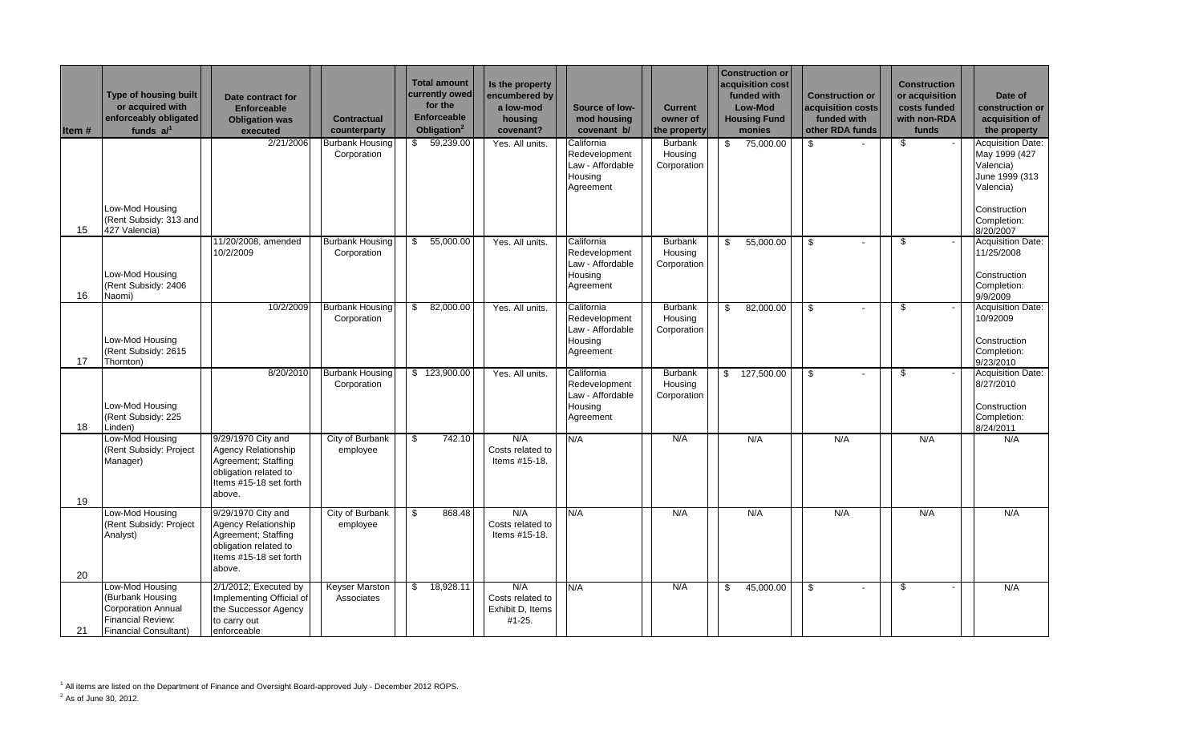| Item # | Type of housing built or acquired with enforceably obligated funds a/[1] | Date contract for Enforceable Obligation was executed | Contractual counterparty | Total amount currently owed for the Enforceable Obligation[2] | Is the property encumbered by a low-mod housing covenant? | Source of low-mod housing covenant b/ | Current owner of the property | Construction or acquisition cost funded with Low-Mod Housing Fund monies | Construction or acquisition costs funded with other RDA funds | Construction or acquisition costs funded with non-RDA funds | Date of construction or acquisition of the property |
|---|---|---|---|---|---|---|---|---|---|---|---|
| 15 | Low-Mod Housing (Rent Subsidy: 313 and 427 Valencia) | 2/21/2006 | Burbank Housing Corporation | $ 59,239.00 | Yes. All units. | California Redevelopment Law - Affordable Housing Agreement | Burbank Housing Corporation | $ 75,000.00 | $ - | $ - | Acquisition Date: May 1999 (427 Valencia) June 1999 (313 Valencia) Construction Completion: 8/20/2007 |
| 16 | Low-Mod Housing (Rent Subsidy: 2406 Naomi) | 11/20/2008, amended 10/2/2009 | Burbank Housing Corporation | $ 55,000.00 | Yes. All units. | California Redevelopment Law - Affordable Housing Agreement | Burbank Housing Corporation | $ 55,000.00 | $ - | $ - | Acquisition Date: 11/25/2008 Construction Completion: 9/9/2009 |
| 17 | Low-Mod Housing (Rent Subsidy: 2615 Thornton) | 10/2/2009 | Burbank Housing Corporation | $ 82,000.00 | Yes. All units. | California Redevelopment Law - Affordable Housing Agreement | Burbank Housing Corporation | $ 82,000.00 | $ - | $ - | Acquisition Date: 10/92009 Construction Completion: 9/23/2010 |
| 18 | Low-Mod Housing (Rent Subsidy: 225 Linden) | 8/20/2010 | Burbank Housing Corporation | $ 123,900.00 | Yes. All units. | California Redevelopment Law - Affordable Housing Agreement | Burbank Housing Corporation | $ 127,500.00 | $ - | $ - | Acquisition Date: 8/27/2010 Construction Completion: 8/24/2011 |
| 19 | Low-Mod Housing (Rent Subsidy: Project Manager) | 9/29/1970 City and Agency Relationship Agreement; Staffing obligation related to Items #15-18 set forth above. | City of Burbank employee | $ 742.10 | N/A Costs related to Items #15-18. | N/A | N/A | N/A | N/A | N/A | N/A |
| 20 | Low-Mod Housing (Rent Subsidy: Project Analyst) | 9/29/1970 City and Agency Relationship Agreement; Staffing obligation related to Items #15-18 set forth above. | City of Burbank employee | $ 868.48 | N/A Costs related to Items #15-18. | N/A | N/A | N/A | N/A | N/A | N/A |
| 21 | Low-Mod Housing (Burbank Housing Corporation Annual Financial Review: Financial Consultant) | 2/1/2012; Executed by Implementing Official of the Successor Agency to carry out enforceable | Keyser Marston Associates | $ 18,928.11 | N/A Costs related to Exhibit D, Items #1-25. | N/A | N/A | $ 45,000.00 | $ - | $ - | N/A |

[1] All items are listed on the Department of Finance and Oversight Board-approved July - December 2012 ROPS.

[2] As of June 30, 2012.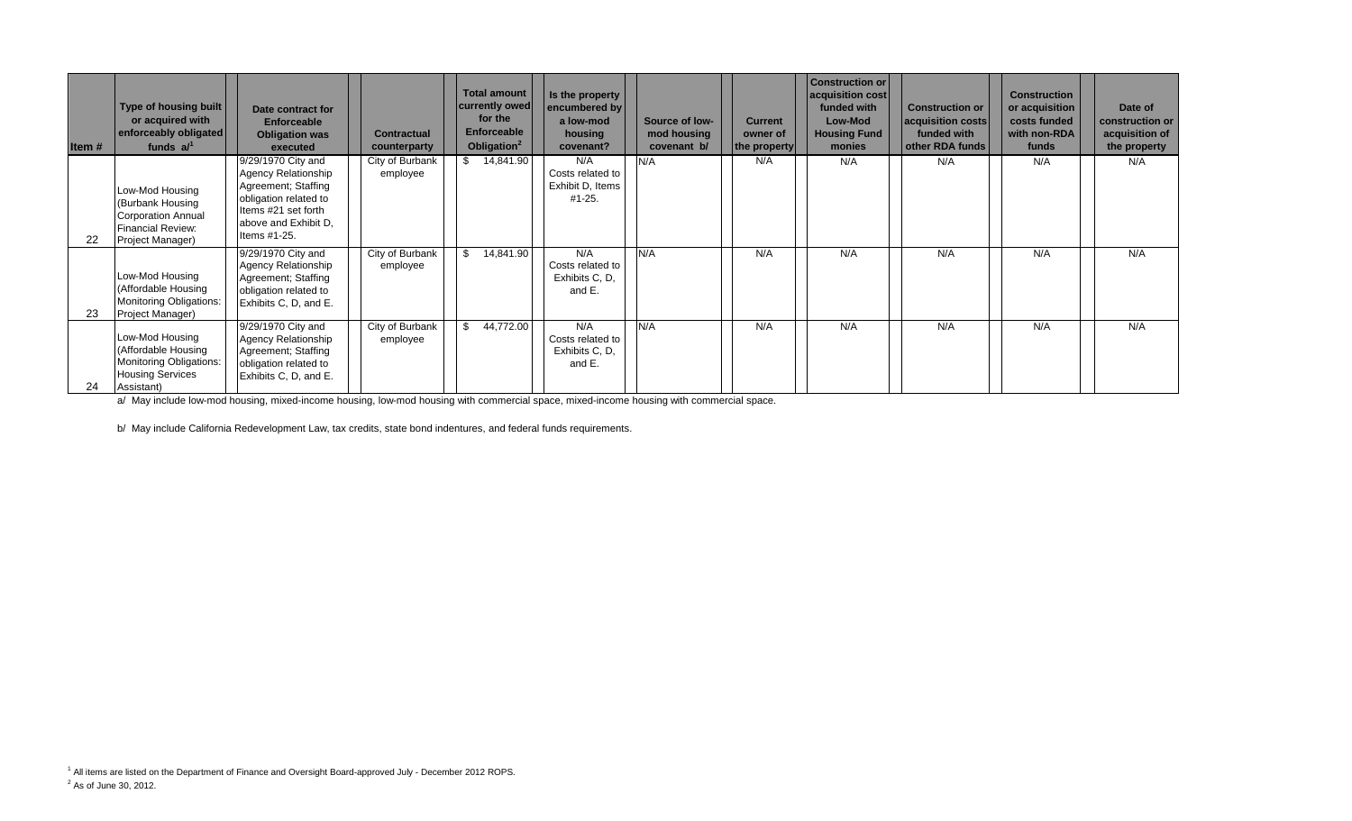| Item # | Type of housing built or acquired with enforceably obligated funds a/[1] | Date contract for Enforceable Obligation was executed | Contractual counterparty | Total amount currently owed for the Enforceable Obligation[2] | Is the property encumbered by a low-mod housing covenant? | Source of low-mod housing covenant b/ | Current owner of the property | Construction or acquisition cost funded with Low-Mod Housing Fund monies | Construction or acquisition costs funded with other RDA funds | Construction or acquisition costs funded with non-RDA funds | Date of construction or acquisition of the property |
|---|---|---|---|---|---|---|---|---|---|---|---|
| 22 | Low-Mod Housing (Burbank Housing Corporation Annual Financial Review: Project Manager) | 9/29/1970 City and Agency Relationship Agreement; Staffing obligation related to Items #21 set forth above and Exhibit D, Items #1-25. | City of Burbank employee | $ 14,841.90 | N/A Costs related to Exhibit D, Items #1-25. | N/A | N/A | N/A | N/A | N/A | N/A |
| 23 | Low-Mod Housing (Affordable Housing Monitoring Obligations: Project Manager) | 9/29/1970 City and Agency Relationship Agreement; Staffing obligation related to Exhibits C, D, and E. | City of Burbank employee | $ 14,841.90 | N/A Costs related to Exhibits C, D, and E. | N/A | N/A | N/A | N/A | N/A | N/A |
| 24 | Low-Mod Housing (Affordable Housing Monitoring Obligations: Housing Services Assistant) | 9/29/1970 City and Agency Relationship Agreement; Staffing obligation related to Exhibits C, D, and E. | City of Burbank employee | $ 44,772.00 | N/A Costs related to Exhibits C, D, and E. | N/A | N/A | N/A | N/A | N/A | N/A |

a/ May include low-mod housing, mixed-income housing, low-mod housing with commercial space, mixed-income housing with commercial space.

b/ May include California Redevelopment Law, tax credits, state bond indentures, and federal funds requirements.

[1] All items are listed on the Department of Finance and Oversight Board-approved July - December 2012 ROPS.

[2] As of June 30, 2012.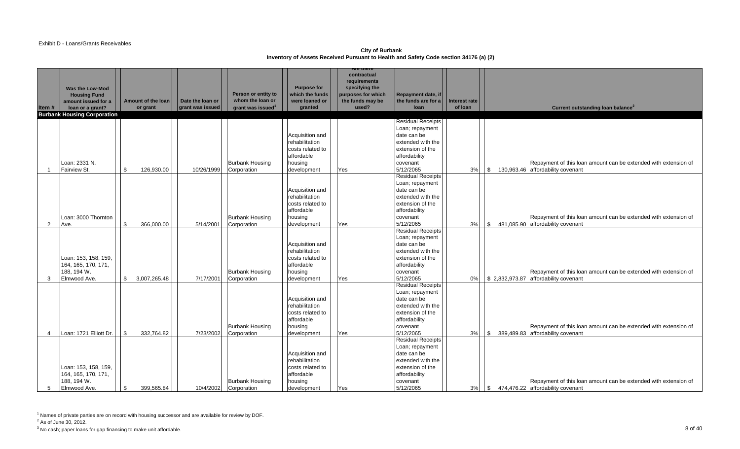Exhibit D - Loans/Grants Receivables

**City of Burbank**
**Inventory of Assets Received Pursuant to Health and Safety Code section 34176 (a) (2)**

| Item # | Was the Low-Mod Housing Fund amount issued for a loan or a grant? | Amount of the loan or grant | Date the loan or grant was issued | Person or entity to whom the loan or grant was issued[1] | Purpose for which the funds were loaned or granted | Are there contractual requirements specifying the purposes for which the funds may be used? | Repayment date, if the funds are for a loan | Interest rate of loan | Current outstanding loan balance[2] | |
|---|---|---|---|---|---|---|---|---|---|---|
| **Burbank Housing Corporation** | | | | | | | | | | |
| 1 | Loan: 2331 N. Fairview St. | $ 126,930.00 | 10/26/1999 | Burbank Housing Corporation | Acquisition and rehabilitation costs related to affordable housing development | Yes | Residual Receipts Loan; repayment date can be extended with the extension of the affordability covenant 5/12/2065 | 3% | $ 130,963.46 | Repayment of this loan amount can be extended with extension of affordability covenant |
| 2 | Loan: 3000 Thornton Ave. | $ 366,000.00 | 5/14/2001 | Burbank Housing Corporation | Acquisition and rehabilitation costs related to affordable housing development | Yes | Residual Receipts Loan; repayment date can be extended with the extension of the affordability covenant 5/12/2065 | 3% | $ 481,085.90 | Repayment of this loan amount can be extended with extension of affordability covenant |
| 3 | Loan: 153, 158, 159, 164, 165, 170, 171, 188, 194 W. Elmwood Ave. | $ 3,007,265.48 | 7/17/2001 | Burbank Housing Corporation | Acquisition and rehabilitation costs related to affordable housing development | Yes | Residual Receipts Loan; repayment date can be extended with the extension of the affordability covenant 5/12/2065 | 0% | $ 2,832,973.87 | Repayment of this loan amount can be extended with extension of affordability covenant |
| 4 | Loan: 1721 Elliott Dr. | $ 332,764.82 | 7/23/2002 | Burbank Housing Corporation | Acquisition and rehabilitation costs related to affordable housing development | Yes | Residual Receipts Loan; repayment date can be extended with the extension of the affordability covenant 5/12/2065 | 3% | $ 389,489.83 | Repayment of this loan amount can be extended with extension of affordability covenant |
| 5 | Loan: 153, 158, 159, 164, 165, 170, 171, 188, 194 W. Elmwood Ave. | $ 399,565.84 | 10/4/2002 | Burbank Housing Corporation | Acquisition and rehabilitation costs related to affordable housing development | Yes | Residual Receipts Loan; repayment date can be extended with the extension of the affordability covenant 5/12/2065 | 3% | $ 474,476.22 | Repayment of this loan amount can be extended with extension of affordability covenant |

[1] Names of private parties are on record with housing successor and are available for review by DOF.
[2] As of June 30, 2012.
[3] No cash; paper loans for gap financing to make unit affordable.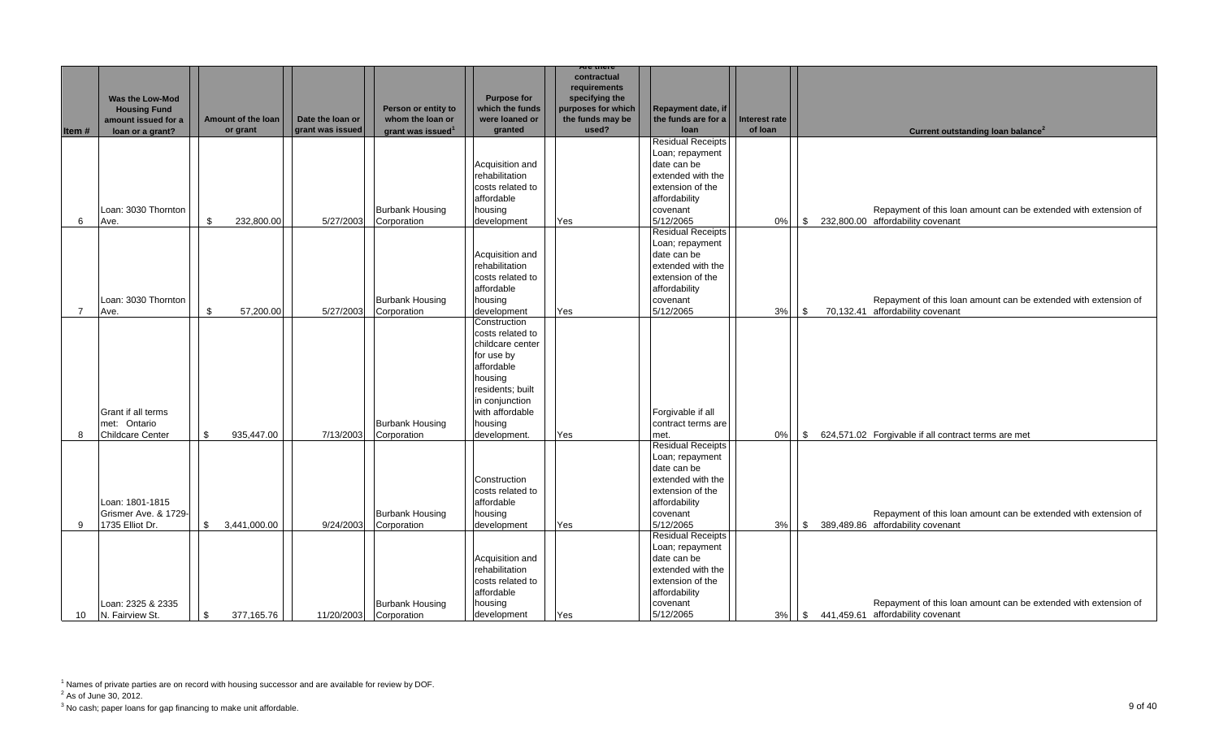| Item # | Was the Low-Mod Housing Fund amount issued for a loan or a grant? | Amount of the loan or grant | Date the loan or grant was issued | Person or entity to whom the loan or grant was issued[1] | Purpose for which the funds were loaned or granted | Are there contractual requirements specifying the purposes for which the funds may be used? | Repayment date, if the funds are for a loan | Interest rate of loan | Current outstanding loan balance[2] | |
|---|---|---|---|---|---|---|---|---|---|---|
| 6 | Loan: 3030 Thornton Ave. | $ 232,800.00 | 5/27/2003 | Burbank Housing Corporation | Acquisition and rehabilitation costs related to affordable housing development | Yes | Residual Receipts Loan; repayment date can be extended with the extension of the affordability covenant 5/12/2065 | 0% | $ 232,800.00 | Repayment of this loan amount can be extended with extension of affordability covenant |
| 7 | Loan: 3030 Thornton Ave. | $ 57,200.00 | 5/27/2003 | Burbank Housing Corporation | Acquisition and rehabilitation costs related to affordable housing development | Yes | Residual Receipts Loan; repayment date can be extended with the extension of the affordability covenant 5/12/2065 | 3% | $ 70,132.41 | Repayment of this loan amount can be extended with extension of affordability covenant |
| 8 | Grant if all terms met: Ontario Childcare Center | $ 935,447.00 | 7/13/2003 | Burbank Housing Corporation | Construction costs related to childcare center for use by affordable housing residents; built in conjunction with affordable housing development. | Yes | Forgivable if all contract terms are met. | 0% | $ 624,571.02 | Forgivable if all contract terms are met |
| 9 | Loan: 1801-1815 Grismer Ave. & 1729-1735 Elliot Dr. | $ 3,441,000.00 | 9/24/2003 | Burbank Housing Corporation | Construction costs related to affordable housing development | Yes | Residual Receipts Loan; repayment date can be extended with the extension of the affordability covenant 5/12/2065 | 3% | $ 389,489.86 | Repayment of this loan amount can be extended with extension of affordability covenant |
| 10 | Loan: 2325 & 2335 N. Fairview St. | $ 377,165.76 | 11/20/2003 | Burbank Housing Corporation | Acquisition and rehabilitation costs related to affordable housing development | Yes | Residual Receipts Loan; repayment date can be extended with the extension of the affordability covenant 5/12/2065 | 3% | $ 441,459.61 | Repayment of this loan amount can be extended with extension of affordability covenant |

[1] Names of private parties are on record with housing successor and are available for review by DOF.

[2] As of June 30, 2012.

[3] No cash; paper loans for gap financing to make unit affordable.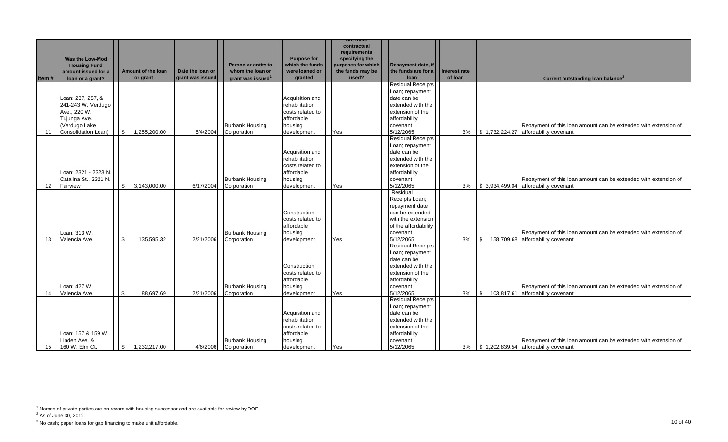| Item # | Was the Low-Mod Housing Fund amount issued for a loan or a grant? | Amount of the loan or grant | Date the loan or grant was issued | Person or entity to whom the loan or grant was issued[1] | Purpose for which the funds were loaned or granted | Are there contractual requirements specifying the purposes for which the funds may be used? | Repayment date, if the funds are for a loan | Interest rate of loan | Current outstanding loan balance[2] | |
|---|---|---|---|---|---|---|---|---|---|---|
| 11 | Loan: 237, 257, & 241-243 W. Verdugo Ave., 220 W. Tujunga Ave. (Verdugo Lake Consolidation Loan) | $ 1,255,200.00 | 5/4/2004 | Burbank Housing Corporation | Acquisition and rehabilitation costs related to affordable housing development | Yes | Residual Receipts Loan; repayment date can be extended with the extension of the affordability covenant 5/12/2065 | 3% | $ 1,732,224.27 | Repayment of this loan amount can be extended with extension of affordability covenant |
| 12 | Loan: 2321 - 2323 N. Catalina St., 2321 N. Fairview | $ 3,143,000.00 | 6/17/2004 | Burbank Housing Corporation | Acquisition and rehabilitation costs related to affordable housing development | Yes | Residual Receipts Loan; repayment date can be extended with the extension of the affordability covenant 5/12/2065 | 3% | $ 3,934,499.04 | Repayment of this loan amount can be extended with extension of affordability covenant |
| 13 | Loan: 313 W. Valencia Ave. | $ 135,595.32 | 2/21/2006 | Burbank Housing Corporation | Construction costs related to affordable housing development | Yes | Residual Receipts Loan; repayment date can be extended with the extension of the affordability covenant 5/12/2065 | 3% | $ 158,709.68 | Repayment of this loan amount can be extended with extension of affordability covenant |
| 14 | Loan: 427 W. Valencia Ave. | $ 88,697.69 | 2/21/2006 | Burbank Housing Corporation | Construction costs related to affordable housing development | Yes | Residual Receipts Loan; repayment date can be extended with the extension of the affordability covenant 5/12/2065 | 3% | $ 103,817.61 | Repayment of this loan amount can be extended with extension of affordability covenant |
| 15 | Loan: 157 & 159 W. Linden Ave. & 160 W. Elm Ct. | $ 1,232,217.00 | 4/6/2006 | Burbank Housing Corporation | Acquisition and rehabilitation costs related to affordable housing development | Yes | Residual Receipts Loan; repayment date can be extended with the extension of the affordability covenant 5/12/2065 | 3% | $ 1,202,839.54 | Repayment of this loan amount can be extended with extension of affordability covenant |

[1] Names of private parties are on record with housing successor and are available for review by DOF.
[2] As of June 30, 2012.
[3] No cash; paper loans for gap financing to make unit affordable.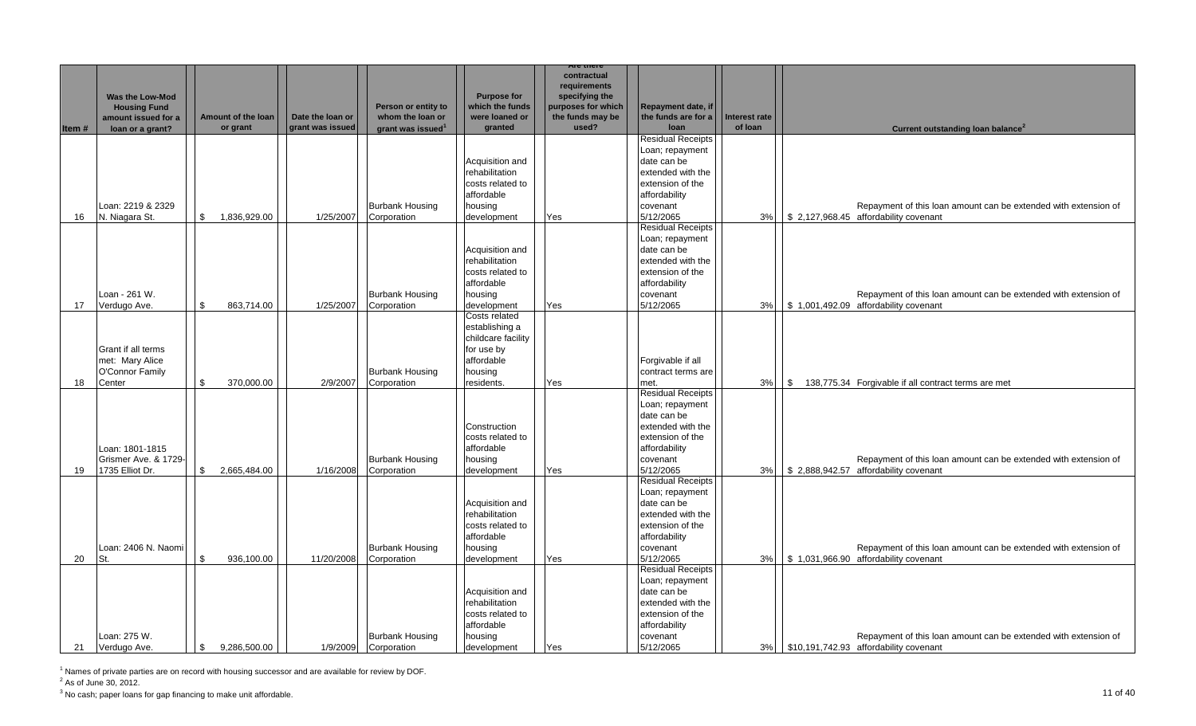| Item # | Was the Low-Mod Housing Fund amount issued for a loan or a grant? | Amount of the loan or grant | Date the loan or grant was issued | Person or entity to whom the loan or grant was issued[1] | Purpose for which the funds were loaned or granted | Are there contractual requirements specifying the purposes for which the funds may be used? | Repayment date, if the funds are for a loan | Interest rate of loan | Current outstanding loan balance[2] | |
|---|---|---|---|---|---|---|---|---|---|---|
| 16 | Loan: 2219 & 2329 N. Niagara St. | $ 1,836,929.00 | 1/25/2007 | Burbank Housing Corporation | Acquisition and rehabilitation costs related to affordable housing development | Yes | Residual Receipts Loan; repayment date can be extended with the extension of the affordability covenant 5/12/2065 | 3% | $ 2,127,968.45 | Repayment of this loan amount can be extended with extension of affordability covenant |
| 17 | Loan - 261 W. Verdugo Ave. | $ 863,714.00 | 1/25/2007 | Burbank Housing Corporation | Acquisition and rehabilitation costs related to affordable housing development | Yes | Residual Receipts Loan; repayment date can be extended with the extension of the affordability covenant 5/12/2065 | 3% | $ 1,001,492.09 | Repayment of this loan amount can be extended with extension of affordability covenant |
| 18 | Grant if all terms met: Mary Alice O'Connor Family Center | $ 370,000.00 | 2/9/2007 | Burbank Housing Corporation | Costs related establishing a childcare facility for use by affordable housing residents. | Yes | Forgivable if all contract terms are met. | 3% | $ 138,775.34 | Forgivable if all contract terms are met |
| 19 | Loan: 1801-1815 Grismer Ave. & 1729-1735 Elliot Dr. | $ 2,665,484.00 | 1/16/2008 | Burbank Housing Corporation | Construction costs related to affordable housing development | Yes | Residual Receipts Loan; repayment date can be extended with the extension of the affordability covenant 5/12/2065 | 3% | $ 2,888,942.57 | Repayment of this loan amount can be extended with extension of affordability covenant |
| 20 | Loan: 2406 N. Naomi St. | $ 936,100.00 | 11/20/2008 | Burbank Housing Corporation | Acquisition and rehabilitation costs related to affordable housing development | Yes | Residual Receipts Loan; repayment date can be extended with the extension of the affordability covenant 5/12/2065 | 3% | $ 1,031,966.90 | Repayment of this loan amount can be extended with extension of affordability covenant |
| 21 | Loan: 275 W. Verdugo Ave. | $ 9,286,500.00 | 1/9/2009 | Burbank Housing Corporation | Acquisition and rehabilitation costs related to affordable housing development | Yes | Residual Receipts Loan; repayment date can be extended with the extension of the affordability covenant 5/12/2065 | 3% | $10,191,742.93 | Repayment of this loan amount can be extended with extension of affordability covenant |

[1] Names of private parties are on record with housing successor and are available for review by DOF.

[2] As of June 30, 2012.

[3] No cash; paper loans for gap financing to make unit affordable.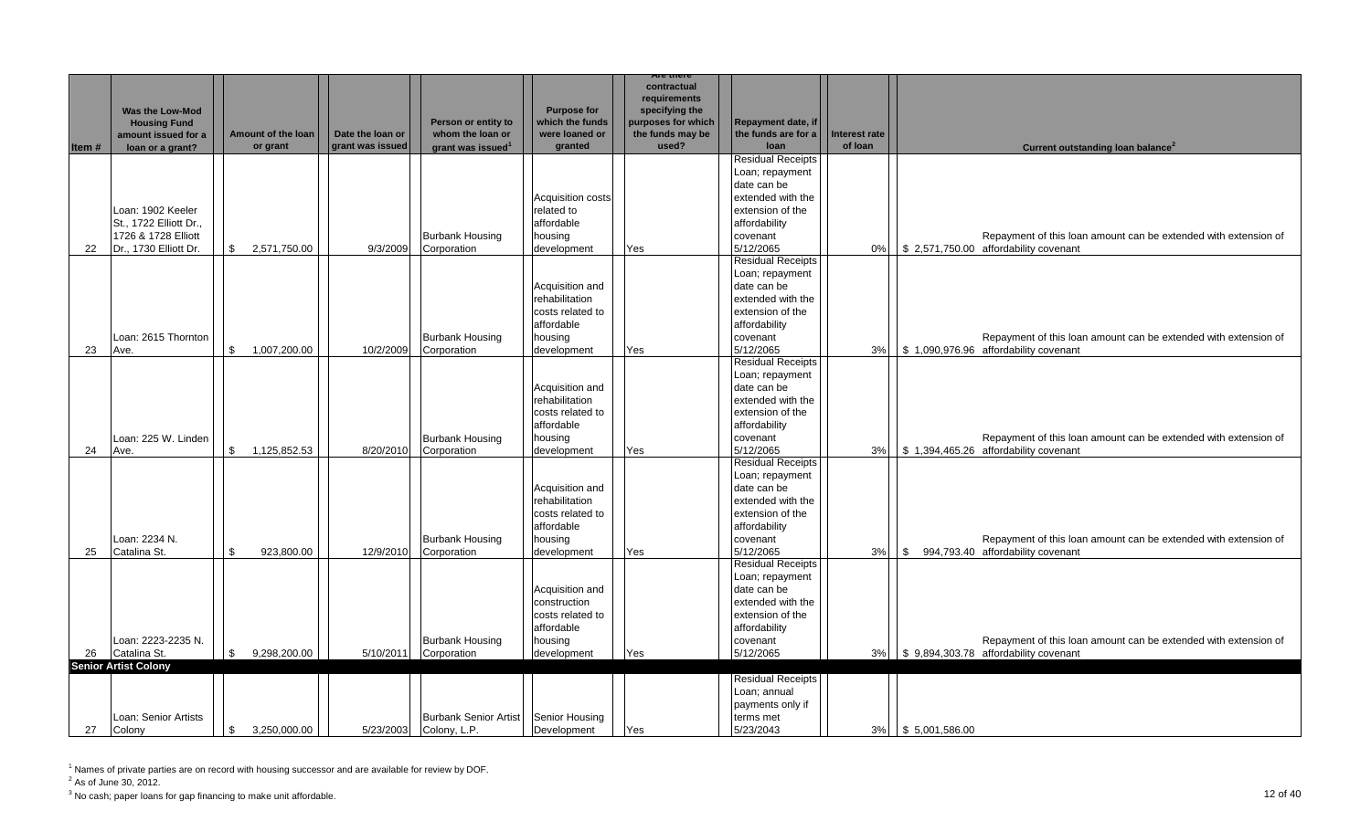| Item # | Was the Low-Mod Housing Fund amount issued for a loan or a grant? | Amount of the loan or grant | Date the loan or grant was issued | Person or entity to whom the loan or grant was issued[1] | Purpose for which the funds were loaned or granted | Are there contractual requirements specifying the purposes for which the funds may be used? | Repayment date, if the funds are for a loan | Interest rate of loan | Current outstanding loan balance[2] | |
|---|---|---|---|---|---|---|---|---|---|---|
| 22 | Loan: 1902 Keeler St., 1722 Elliott Dr., 1726 & 1728 Elliott Dr., 1730 Elliott Dr. | $ 2,571,750.00 | 9/3/2009 | Burbank Housing Corporation | Acquisition costs related to affordable housing development | Yes | Residual Receipts Loan; repayment date can be extended with the extension of the affordability covenant 5/12/2065 | 0% | $ 2,571,750.00 | Repayment of this loan amount can be extended with extension of affordability covenant |
| 23 | Loan: 2615 Thornton Ave. | $ 1,007,200.00 | 10/2/2009 | Burbank Housing Corporation | Acquisition and rehabilitation costs related to affordable housing development | Yes | Residual Receipts Loan; repayment date can be extended with the extension of the affordability covenant 5/12/2065 | 3% | $ 1,090,976.96 | Repayment of this loan amount can be extended with extension of affordability covenant |
| 24 | Loan: 225 W. Linden Ave. | $ 1,125,852.53 | 8/20/2010 | Burbank Housing Corporation | Acquisition and rehabilitation costs related to affordable housing development | Yes | Residual Receipts Loan; repayment date can be extended with the extension of the affordability covenant 5/12/2065 | 3% | $ 1,394,465.26 | Repayment of this loan amount can be extended with extension of affordability covenant |
| 25 | Loan: 2234 N. Catalina St. | $ 923,800.00 | 12/9/2010 | Burbank Housing Corporation | Acquisition and rehabilitation costs related to affordable housing development | Yes | Residual Receipts Loan; repayment date can be extended with the extension of the affordability covenant 5/12/2065 | 3% | $ 994,793.40 | Repayment of this loan amount can be extended with extension of affordability covenant |
| 26 | Loan: 2223-2235 N. Catalina St. | $ 9,298,200.00 | 5/10/2011 | Burbank Housing Corporation | Acquisition and construction costs related to affordable housing development | Yes | Residual Receipts Loan; repayment date can be extended with the extension of the affordability covenant 5/12/2065 | 3% | $ 9,894,303.78 | Repayment of this loan amount can be extended with extension of affordability covenant |
| **Senior Artist Colony** | | | | | | | | | | |
| 27 | Loan: Senior Artists Colony | $ 3,250,000.00 | 5/23/2003 | Burbank Senior Artist Colony, L.P. | Senior Housing Development | Yes | Residual Receipts Loan; annual payments only if terms met 5/23/2043 | 3% | $ 5,001,586.00 | |

[1] Names of private parties are on record with housing successor and are available for review by DOF.

[2] As of June 30, 2012.

[3] No cash; paper loans for gap financing to make unit affordable.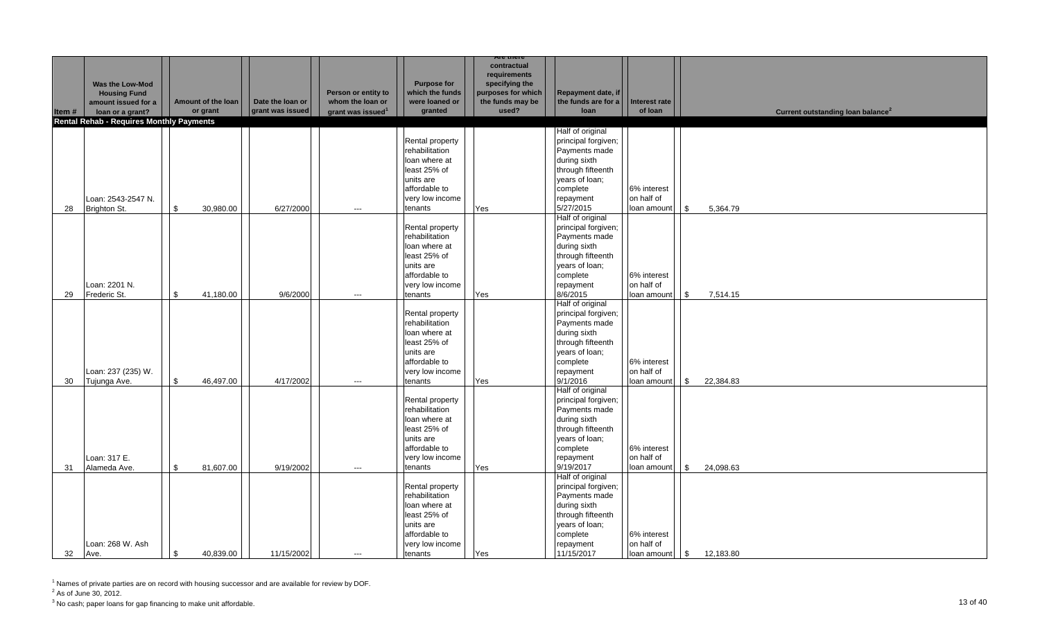| Item # | Was the Low-Mod Housing Fund amount issued for a loan or a grant? | Amount of the loan or grant | Date the loan or grant was issued | Person or entity to whom the loan or grant was issued[1] | Purpose for which the funds were loaned or granted | Are there contractual requirements specifying the purposes for which the funds may be used? | Repayment date, if the funds are for a loan | Interest rate of loan | Current outstanding loan balance[2] |
|---|---|---|---|---|---|---|---|---|---|
| **Rental Rehab - Requires Monthly Payments** | | | | | | | | | |
| 28 | Loan: 2543-2547 N. Brighton St. | $ 30,980.00 | 6/27/2000 | --- | Rental property rehabilitation loan where at least 25% of units are affordable to very low income tenants | Yes | Half of original principal forgiven; Payments made during sixth through fifteenth years of loan; complete repayment 5/27/2015 | 6% interest on half of loan amount | $ 5,364.79 |
| 29 | Loan: 2201 N. Frederic St. | $ 41,180.00 | 9/6/2000 | --- | Rental property rehabilitation loan where at least 25% of units are affordable to very low income tenants | Yes | Half of original principal forgiven; Payments made during sixth through fifteenth years of loan; complete repayment 8/6/2015 | 6% interest on half of loan amount | $ 7,514.15 |
| 30 | Loan: 237 (235) W. Tujunga Ave. | $ 46,497.00 | 4/17/2002 | --- | Rental property rehabilitation loan where at least 25% of units are affordable to very low income tenants | Yes | Half of original principal forgiven; Payments made during sixth through fifteenth years of loan; complete repayment 9/1/2016 | 6% interest on half of loan amount | $ 22,384.83 |
| 31 | Loan: 317 E. Alameda Ave. | $ 81,607.00 | 9/19/2002 | --- | Rental property rehabilitation loan where at least 25% of units are affordable to very low income tenants | Yes | Half of original principal forgiven; Payments made during sixth through fifteenth years of loan; complete repayment 9/19/2017 | 6% interest on half of loan amount | $ 24,098.63 |
| 32 | Loan: 268 W. Ash Ave. | $ 40,839.00 | 11/15/2002 | --- | Rental property rehabilitation loan where at least 25% of units are affordable to very low income tenants | Yes | Half of original principal forgiven; Payments made during sixth through fifteenth years of loan; complete repayment 11/15/2017 | 6% interest on half of loan amount | $ 12,183.80 |

[1] Names of private parties are on record with housing successor and are available for review by DOF.

[2] As of June 30, 2012.

[3] No cash; paper loans for gap financing to make unit affordable.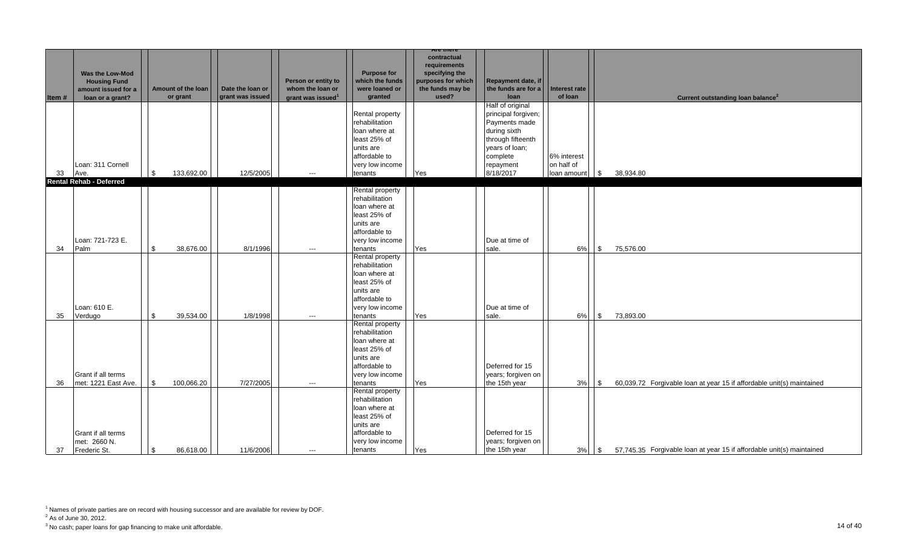| Item # | Was the Low-Mod Housing Fund amount issued for a loan or a grant? | Amount of the loan or grant | Date the loan or grant was issued | Person or entity to whom the loan or grant was issued[1] | Purpose for which the funds were loaned or granted | Are there contractual requirements specifying the purposes for which the funds may be used? | Repayment date, if the funds are for a loan | Interest rate of loan | Current outstanding loan balance[2] |
|---|---|---|---|---|---|---|---|---|---|
| 33 | Loan: 311 Cornell Ave. | $ 133,692.00 | 12/5/2005 | --- | Rental property rehabilitation loan where at least 25% of units are affordable to very low income tenants | Yes | Half of original principal forgiven; Payments made during sixth through fifteenth years of loan; complete repayment 8/18/2017 | 6% interest on half of loan amount | $ 38,934.80 |
| **Rental Rehab - Deferred** | | | | | | | | | |
| 34 | Loan: 721-723 E. Palm | $ 38,676.00 | 8/1/1996 | --- | Rental property rehabilitation loan where at least 25% of units are affordable to very low income tenants | Yes | Due at time of sale. | 6% | $ 75,576.00 |
| 35 | Loan: 610 E. Verdugo | $ 39,534.00 | 1/8/1998 | --- | Rental property rehabilitation loan where at least 25% of units are affordable to very low income tenants | Yes | Due at time of sale. | 6% | $ 73,893.00 |
| 36 | Grant if all terms met: 1221 East Ave. | $ 100,066.20 | 7/27/2005 | --- | Rental property rehabilitation loan where at least 25% of units are affordable to very low income tenants | Yes | Deferred for 15 years; forgiven on the 15th year | 3% | $ 60,039.72 Forgivable loan at year 15 if affordable unit(s) maintained |
| 37 | Grant if all terms met: 2660 N. Frederic St. | $ 86,618.00 | 11/6/2006 | --- | Rental property rehabilitation loan where at least 25% of units are affordable to very low income tenants | Yes | Deferred for 15 years; forgiven on the 15th year | 3% | $ 57,745.35 Forgivable loan at year 15 if affordable unit(s) maintained |

[1] Names of private parties are on record with housing successor and are available for review by DOF.
[2] As of June 30, 2012.
[3] No cash; paper loans for gap financing to make unit affordable.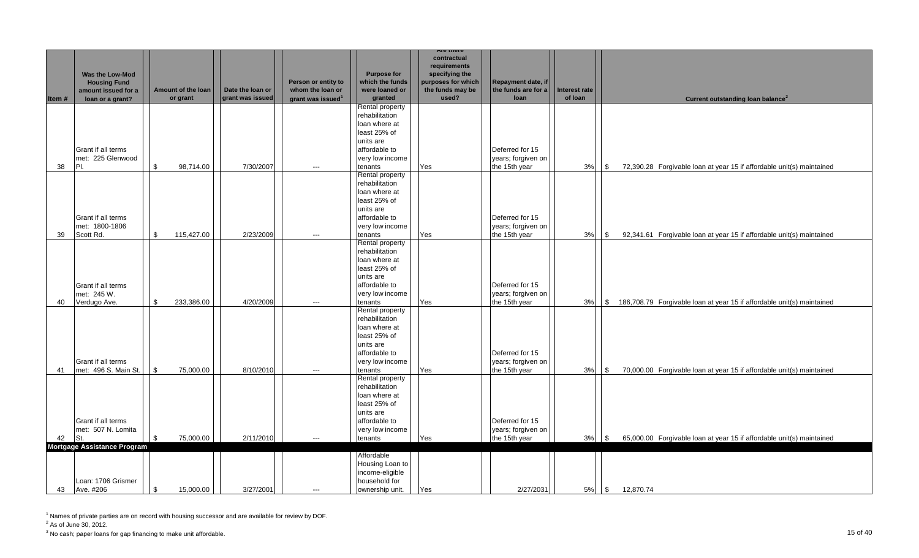| Item # | Was the Low-Mod Housing Fund amount issued for a loan or a grant? | Amount of the loan or grant | Date the loan or grant was issued | Person or entity to whom the loan or grant was issued[1] | Purpose for which the funds were loaned or granted | Are there contractual requirements specifying the purposes for which the funds may be used? | Repayment date, if the funds are for a loan | Interest rate of loan | Current outstanding loan balance[2] |
|---|---|---|---|---|---|---|---|---|---|
| 38 | Grant if all terms met: 225 Glenwood Pl. | $ 98,714.00 | 7/30/2007 | --- | Rental property rehabilitation loan where at least 25% of units are affordable to very low income tenants | Yes | Deferred for 15 years; forgiven on the 15th year | 3% | $ 72,390.28 Forgivable loan at year 15 if affordable unit(s) maintained |
| 39 | Grant if all terms met: 1800-1806 Scott Rd. | $ 115,427.00 | 2/23/2009 | --- | Rental property rehabilitation loan where at least 25% of units are affordable to very low income tenants | Yes | Deferred for 15 years; forgiven on the 15th year | 3% | $ 92,341.61 Forgivable loan at year 15 if affordable unit(s) maintained |
| 40 | Grant if all terms met: 245 W. Verdugo Ave. | $ 233,386.00 | 4/20/2009 | --- | Rental property rehabilitation loan where at least 25% of units are affordable to very low income tenants | Yes | Deferred for 15 years; forgiven on the 15th year | 3% | $ 186,708.79 Forgivable loan at year 15 if affordable unit(s) maintained |
| 41 | Grant if all terms met: 496 S. Main St. | $ 75,000.00 | 8/10/2010 | --- | Rental property rehabilitation loan where at least 25% of units are affordable to very low income tenants | Yes | Deferred for 15 years; forgiven on the 15th year | 3% | $ 70,000.00 Forgivable loan at year 15 if affordable unit(s) maintained |
| 42 | Grant if all terms met: 507 N. Lomita St. | $ 75,000.00 | 2/11/2010 | --- | Rental property rehabilitation loan where at least 25% of units are affordable to very low income tenants | Yes | Deferred for 15 years; forgiven on the 15th year | 3% | $ 65,000.00 Forgivable loan at year 15 if affordable unit(s) maintained |
| **Mortgage Assistance Program** | | | | | | | | | |
| 43 | Loan: 1706 Grismer Ave. #206 | $ 15,000.00 | 3/27/2001 | --- | Affordable Housing Loan to income-eligible household for ownership unit. | Yes | 2/27/2031 | 5% | $ 12,870.74 |

[1] Names of private parties are on record with housing successor and are available for review by DOF.

[2] As of June 30, 2012.

[3] No cash; paper loans for gap financing to make unit affordable.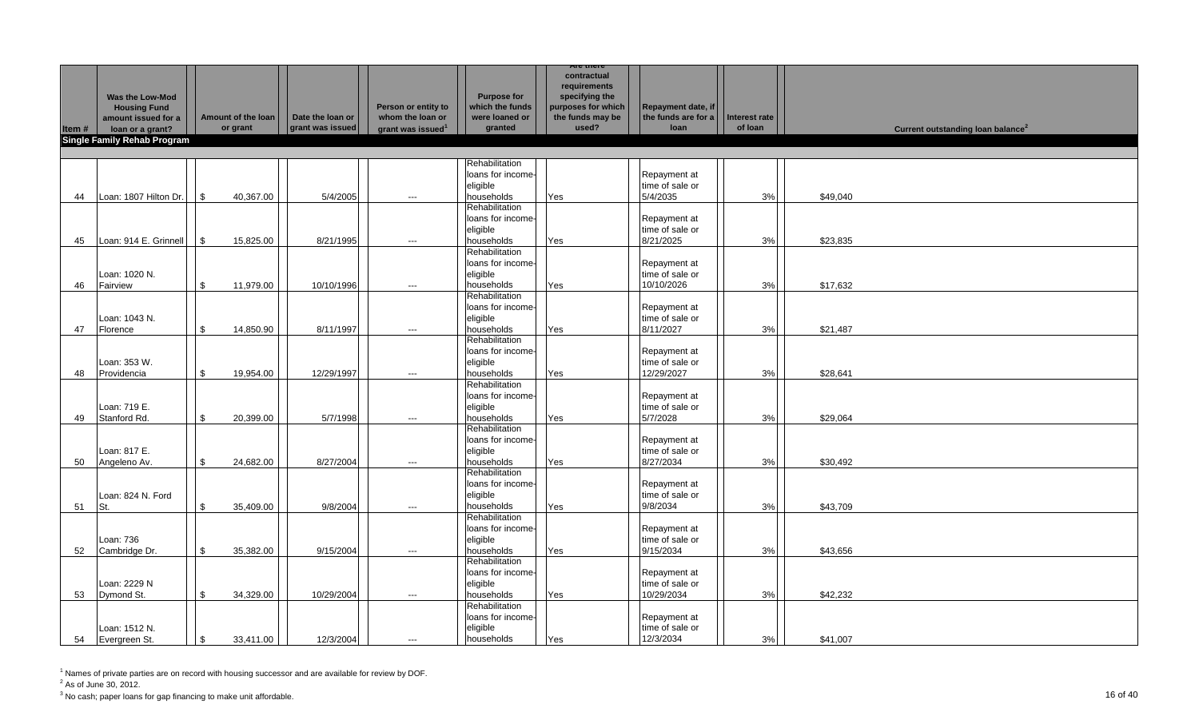| Item # | Was the Low-Mod Housing Fund amount issued for a loan or a grant? | Amount of the loan or grant | Date the loan or grant was issued | Person or entity to whom the loan or grant was issued[1] | Purpose for which the funds were loaned or granted | Are there contractual requirements specifying the purposes for which the funds may be used? | Repayment date, if the funds are for a loan | Interest rate of loan | Current outstanding loan balance[2] |
|---|---|---|---|---|---|---|---|---|---|
| **Single Family Rehab Program** | | | | | | | | | |
| 44 | Loan: 1807 Hilton Dr. | $ 40,367.00 | 5/4/2005 | --- | Rehabilitation loans for income-eligible households | Yes | Repayment at time of sale or 5/4/2035 | 3% | $49,040 |
| 45 | Loan: 914 E. Grinnell | $ 15,825.00 | 8/21/1995 | --- | Rehabilitation loans for income-eligible households | Yes | Repayment at time of sale or 8/21/2025 | 3% | $23,835 |
| 46 | Loan: 1020 N. Fairview | $ 11,979.00 | 10/10/1996 | --- | Rehabilitation loans for income-eligible households | Yes | Repayment at time of sale or 10/10/2026 | 3% | $17,632 |
| 47 | Loan: 1043 N. Florence | $ 14,850.90 | 8/11/1997 | --- | Rehabilitation loans for income-eligible households | Yes | Repayment at time of sale or 8/11/2027 | 3% | $21,487 |
| 48 | Loan: 353 W. Providencia | $ 19,954.00 | 12/29/1997 | --- | Rehabilitation loans for income-eligible households | Yes | Repayment at time of sale or 12/29/2027 | 3% | $28,641 |
| 49 | Loan: 719 E. Stanford Rd. | $ 20,399.00 | 5/7/1998 | --- | Rehabilitation loans for income-eligible households | Yes | Repayment at time of sale or 5/7/2028 | 3% | $29,064 |
| 50 | Loan: 817 E. Angeleno Av. | $ 24,682.00 | 8/27/2004 | --- | Rehabilitation loans for income-eligible households | Yes | Repayment at time of sale or 8/27/2034 | 3% | $30,492 |
| 51 | Loan: 824 N. Ford St. | $ 35,409.00 | 9/8/2004 | --- | Rehabilitation loans for income-eligible households | Yes | Repayment at time of sale or 9/8/2034 | 3% | $43,709 |
| 52 | Loan: 736 Cambridge Dr. | $ 35,382.00 | 9/15/2004 | --- | Rehabilitation loans for income-eligible households | Yes | Repayment at time of sale or 9/15/2034 | 3% | $43,656 |
| 53 | Loan: 2229 N Dymond St. | $ 34,329.00 | 10/29/2004 | --- | Rehabilitation loans for income-eligible households | Yes | Repayment at time of sale or 10/29/2034 | 3% | $42,232 |
| 54 | Loan: 1512 N. Evergreen St. | $ 33,411.00 | 12/3/2004 | --- | Rehabilitation loans for income-eligible households | Yes | Repayment at time of sale or 12/3/2034 | 3% | $41,007 |

[1] Names of private parties are on record with housing successor and are available for review by DOF.
[2] As of June 30, 2012.
[3] No cash; paper loans for gap financing to make unit affordable.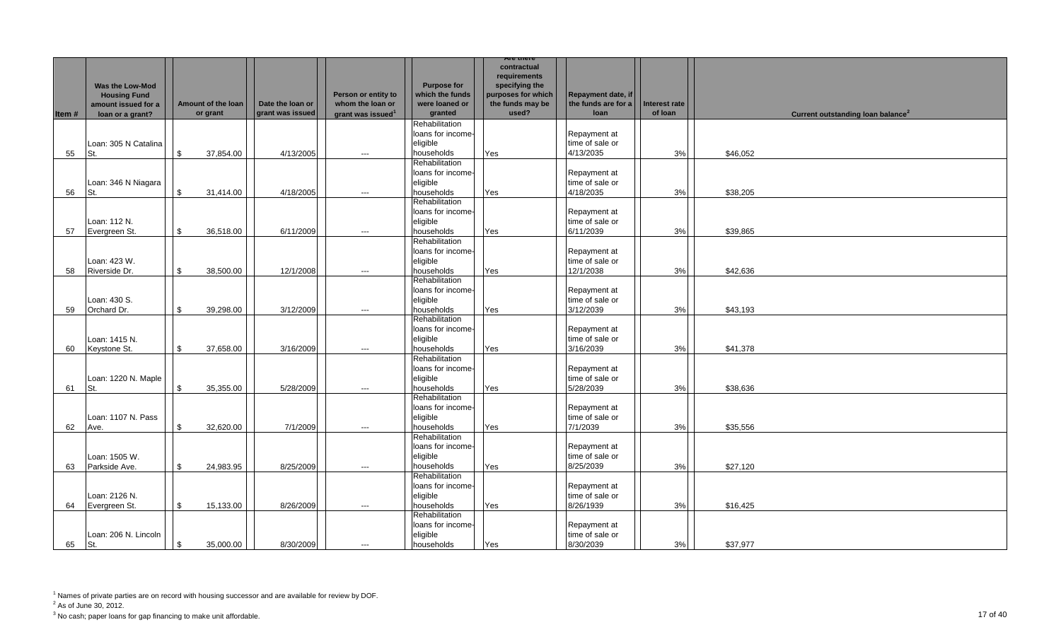| Item # | Was the Low-Mod Housing Fund amount issued for a loan or a grant? | Amount of the loan or grant | Date the loan or grant was issued | Person or entity to whom the loan or grant was issued[1] | Purpose for which the funds were loaned or granted | Are there contractual requirements specifying the purposes for which the funds may be used? | Repayment date, if the funds are for a loan | Interest rate of loan | Current outstanding loan balance[2] |
|---|---|---|---|---|---|---|---|---|---|
| 55 | Loan: 305 N Catalina St. | $ 37,854.00 | 4/13/2005 | --- | Rehabilitation loans for income-eligible households | Yes | Repayment at time of sale or 4/13/2035 | 3% | $46,052 |
| 56 | Loan: 346 N Niagara St. | $ 31,414.00 | 4/18/2005 | --- | Rehabilitation loans for income-eligible households | Yes | Repayment at time of sale or 4/18/2035 | 3% | $38,205 |
| 57 | Loan: 112 N. Evergreen St. | $ 36,518.00 | 6/11/2009 | --- | Rehabilitation loans for income-eligible households | Yes | Repayment at time of sale or 6/11/2039 | 3% | $39,865 |
| 58 | Loan: 423 W. Riverside Dr. | $ 38,500.00 | 12/1/2008 | --- | Rehabilitation loans for income-eligible households | Yes | Repayment at time of sale or 12/1/2038 | 3% | $42,636 |
| 59 | Loan: 430 S. Orchard Dr. | $ 39,298.00 | 3/12/2009 | --- | Rehabilitation loans for income-eligible households | Yes | Repayment at time of sale or 3/12/2039 | 3% | $43,193 |
| 60 | Loan: 1415 N. Keystone St. | $ 37,658.00 | 3/16/2009 | --- | Rehabilitation loans for income-eligible households | Yes | Repayment at time of sale or 3/16/2039 | 3% | $41,378 |
| 61 | Loan: 1220 N. Maple St. | $ 35,355.00 | 5/28/2009 | --- | Rehabilitation loans for income-eligible households | Yes | Repayment at time of sale or 5/28/2039 | 3% | $38,636 |
| 62 | Loan: 1107 N. Pass Ave. | $ 32,620.00 | 7/1/2009 | --- | Rehabilitation loans for income-eligible households | Yes | Repayment at time of sale or 7/1/2039 | 3% | $35,556 |
| 63 | Loan: 1505 W. Parkside Ave. | $ 24,983.95 | 8/25/2009 | --- | Rehabilitation loans for income-eligible households | Yes | Repayment at time of sale or 8/25/2039 | 3% | $27,120 |
| 64 | Loan: 2126 N. Evergreen St. | $ 15,133.00 | 8/26/2009 | --- | Rehabilitation loans for income-eligible households | Yes | Repayment at time of sale or 8/26/1939 | 3% | $16,425 |
| 65 | Loan: 206 N. Lincoln St. | $ 35,000.00 | 8/30/2009 | --- | Rehabilitation loans for income-eligible households | Yes | Repayment at time of sale or 8/30/2039 | 3% | $37,977 |

[1] Names of private parties are on record with housing successor and are available for review by DOF.
[2] As of June 30, 2012.
[3] No cash; paper loans for gap financing to make unit affordable.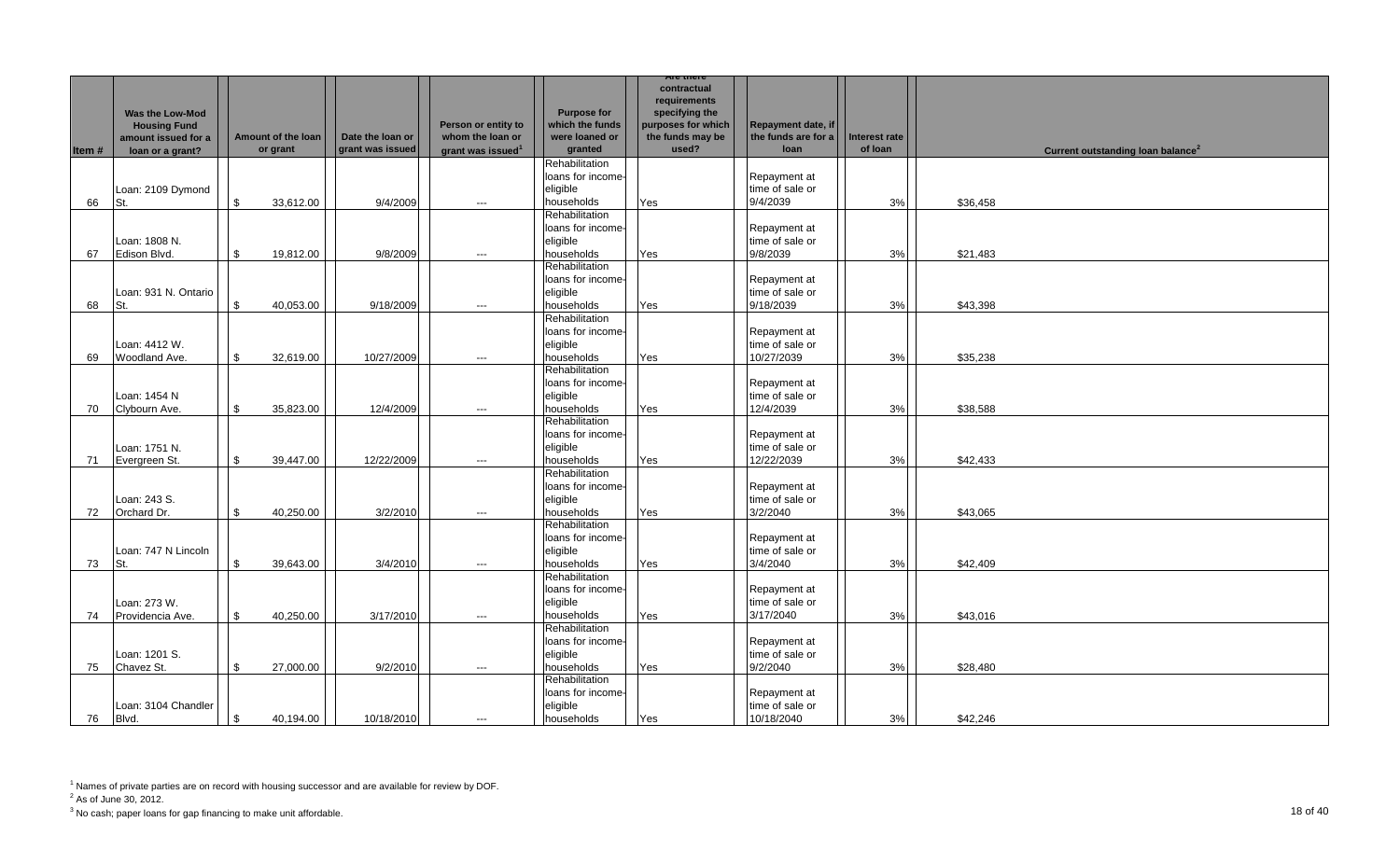| Item # | Was the Low-Mod Housing Fund amount issued for a loan or a grant? | Amount of the loan or grant | Date the loan or grant was issued | Person or entity to whom the loan or grant was issued[1] | Purpose for which the funds were loaned or granted | Are there contractual requirements specifying the purposes for which the funds may be used? | Repayment date, if the funds are for a loan | Interest rate of loan | Current outstanding loan balance[2] |
|---|---|---|---|---|---|---|---|---|---|
| 66 | Loan: 2109 Dymond St. | $ 33,612.00 | 9/4/2009 | --- | Rehabilitation loans for income-eligible households | Yes | Repayment at time of sale or 9/4/2039 | 3% | $36,458 |
| 67 | Loan: 1808 N. Edison Blvd. | $ 19,812.00 | 9/8/2009 | --- | Rehabilitation loans for income-eligible households | Yes | Repayment at time of sale or 9/8/2039 | 3% | $21,483 |
| 68 | Loan: 931 N. Ontario St. | $ 40,053.00 | 9/18/2009 | --- | Rehabilitation loans for income-eligible households | Yes | Repayment at time of sale or 9/18/2039 | 3% | $43,398 |
| 69 | Loan: 4412 W. Woodland Ave. | $ 32,619.00 | 10/27/2009 | --- | Rehabilitation loans for income-eligible households | Yes | Repayment at time of sale or 10/27/2039 | 3% | $35,238 |
| 70 | Loan: 1454 N Clybourn Ave. | $ 35,823.00 | 12/4/2009 | --- | Rehabilitation loans for income-eligible households | Yes | Repayment at time of sale or 12/4/2039 | 3% | $38,588 |
| 71 | Loan: 1751 N. Evergreen St. | $ 39,447.00 | 12/22/2009 | --- | Rehabilitation loans for income-eligible households | Yes | Repayment at time of sale or 12/22/2039 | 3% | $42,433 |
| 72 | Loan: 243 S. Orchard Dr. | $ 40,250.00 | 3/2/2010 | --- | Rehabilitation loans for income-eligible households | Yes | Repayment at time of sale or 3/2/2040 | 3% | $43,065 |
| 73 | Loan: 747 N Lincoln St. | $ 39,643.00 | 3/4/2010 | --- | Rehabilitation loans for income-eligible households | Yes | Repayment at time of sale or 3/4/2040 | 3% | $42,409 |
| 74 | Loan: 273 W. Providencia Ave. | $ 40,250.00 | 3/17/2010 | --- | Rehabilitation loans for income-eligible households | Yes | Repayment at time of sale or 3/17/2040 | 3% | $43,016 |
| 75 | Loan: 1201 S. Chavez St. | $ 27,000.00 | 9/2/2010 | --- | Rehabilitation loans for income-eligible households | Yes | Repayment at time of sale or 9/2/2040 | 3% | $28,480 |
| 76 | Loan: 3104 Chandler Blvd. | $ 40,194.00 | 10/18/2010 | --- | Rehabilitation loans for income-eligible households | Yes | Repayment at time of sale or 10/18/2040 | 3% | $42,246 |

[1] Names of private parties are on record with housing successor and are available for review by DOF.

[2] As of June 30, 2012.

[3] No cash; paper loans for gap financing to make unit affordable.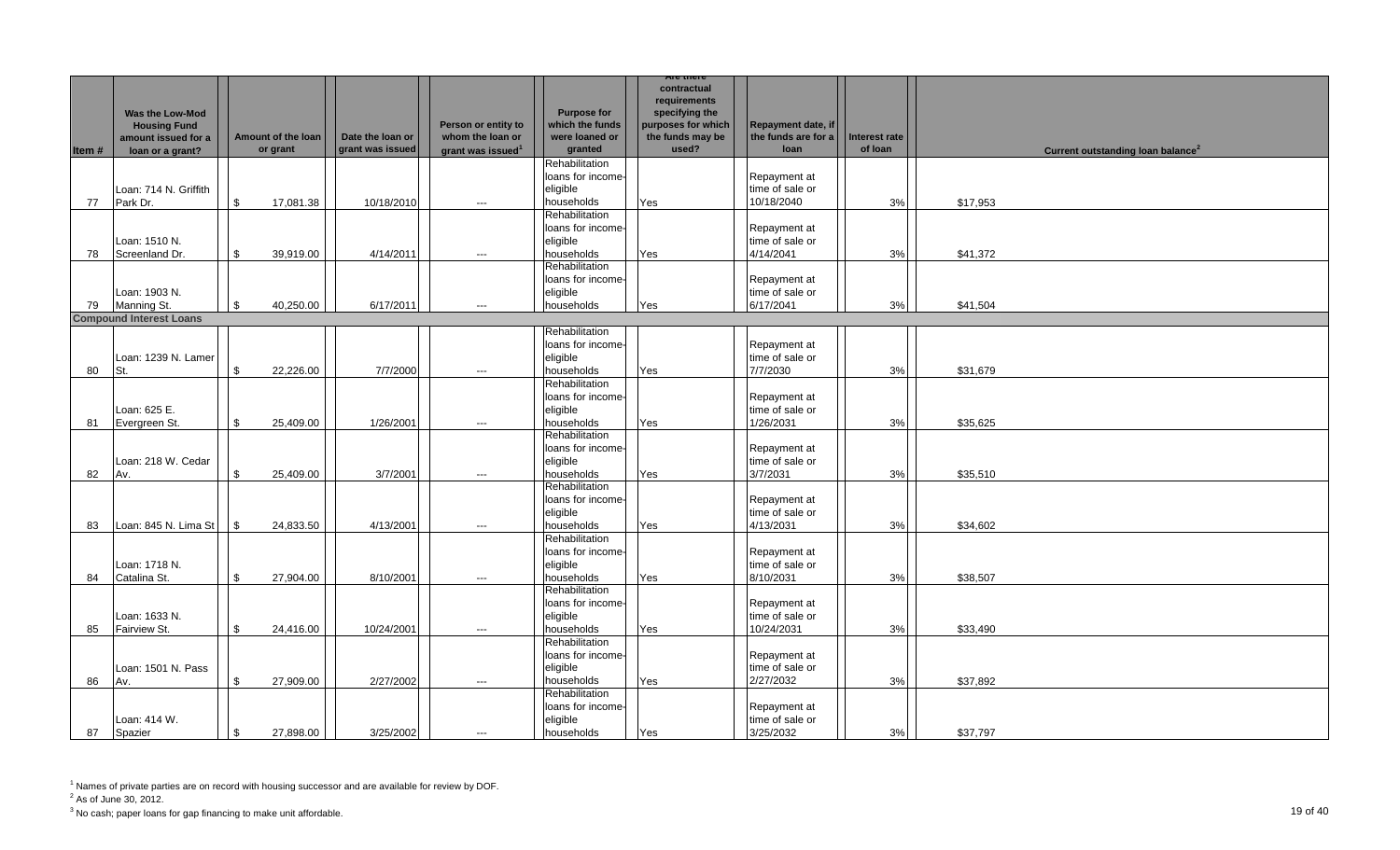| Item # | Was the Low-Mod Housing Fund amount issued for a loan or a grant? | Amount of the loan or grant | Date the loan or grant was issued | Person or entity to whom the loan or grant was issued[1] | Purpose for which the funds were loaned or granted | Are there contractual requirements specifying the purposes for which the funds may be used? | Repayment date, if the funds are for a loan | Interest rate of loan | Current outstanding loan balance[2] |
|---|---|---|---|---|---|---|---|---|---|
| 77 | Loan: 714 N. Griffith Park Dr. | $ 17,081.38 | 10/18/2010 | --- | Rehabilitation loans for income-eligible households | Yes | Repayment at time of sale or 10/18/2040 | 3% | $17,953 |
| 78 | Loan: 1510 N. Screenland Dr. | $ 39,919.00 | 4/14/2011 | --- | Rehabilitation loans for income-eligible households | Yes | Repayment at time of sale or 4/14/2041 | 3% | $41,372 |
| 79 | Loan: 1903 N. Manning St. | $ 40,250.00 | 6/17/2011 | --- | Rehabilitation loans for income-eligible households | Yes | Repayment at time of sale or 6/17/2041 | 3% | $41,504 |
| **Compound Interest Loans** | | | | | | | | | |
| 80 | Loan: 1239 N. Lamer St. | $ 22,226.00 | 7/7/2000 | --- | Rehabilitation loans for income-eligible households | Yes | Repayment at time of sale or 7/7/2030 | 3% | $31,679 |
| 81 | Loan: 625 E. Evergreen St. | $ 25,409.00 | 1/26/2001 | --- | Rehabilitation loans for income-eligible households | Yes | Repayment at time of sale or 1/26/2031 | 3% | $35,625 |
| 82 | Loan: 218 W. Cedar Av. | $ 25,409.00 | 3/7/2001 | --- | Rehabilitation loans for income-eligible households | Yes | Repayment at time of sale or 3/7/2031 | 3% | $35,510 |
| 83 | Loan: 845 N. Lima St | $ 24,833.50 | 4/13/2001 | --- | Rehabilitation loans for income-eligible households | Yes | Repayment at time of sale or 4/13/2031 | 3% | $34,602 |
| 84 | Loan: 1718 N. Catalina St. | $ 27,904.00 | 8/10/2001 | --- | Rehabilitation loans for income-eligible households | Yes | Repayment at time of sale or 8/10/2031 | 3% | $38,507 |
| 85 | Loan: 1633 N. Fairview St. | $ 24,416.00 | 10/24/2001 | --- | Rehabilitation loans for income-eligible households | Yes | Repayment at time of sale or 10/24/2031 | 3% | $33,490 |
| 86 | Loan: 1501 N. Pass Av. | $ 27,909.00 | 2/27/2002 | --- | Rehabilitation loans for income-eligible households | Yes | Repayment at time of sale or 2/27/2032 | 3% | $37,892 |
| 87 | Loan: 414 W. Spazier | $ 27,898.00 | 3/25/2002 | --- | Rehabilitation loans for income-eligible households | Yes | Repayment at time of sale or 3/25/2032 | 3% | $37,797 |

[1] Names of private parties are on record with housing successor and are available for review by DOF.

[2] As of June 30, 2012.

[3] No cash; paper loans for gap financing to make unit affordable.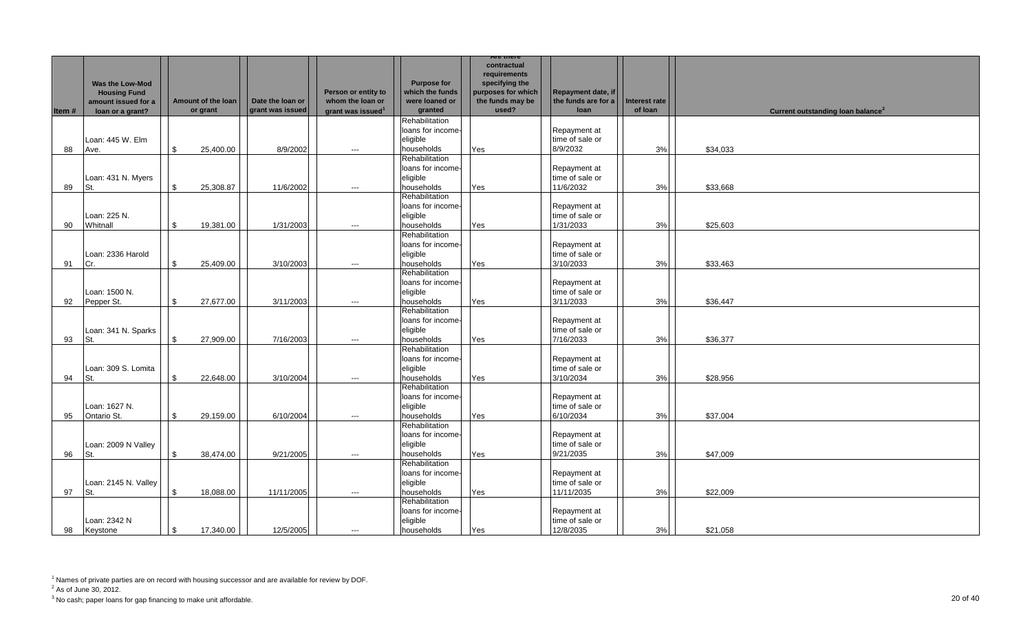| Item # | Was the Low-Mod Housing Fund amount issued for a loan or a grant? | Amount of the loan or grant | Date the loan or grant was issued | Person or entity to whom the loan or grant was issued[1] | Purpose for which the funds were loaned or granted | Are there contractual requirements specifying the purposes for which the funds may be used? | Repayment date, if the funds are for a loan | Interest rate of loan | Current outstanding loan balance[2] |
|---|---|---|---|---|---|---|---|---|---|
| 88 | Loan: 445 W. Elm Ave. | $ 25,400.00 | 8/9/2002 | --- | Rehabilitation loans for income-eligible households | Yes | Repayment at time of sale or 8/9/2032 | 3% | $34,033 |
| 89 | Loan: 431 N. Myers St. | $ 25,308.87 | 11/6/2002 | --- | Rehabilitation loans for income-eligible households | Yes | Repayment at time of sale or 11/6/2032 | 3% | $33,668 |
| 90 | Loan: 225 N. Whitnall | $ 19,381.00 | 1/31/2003 | --- | Rehabilitation loans for income-eligible households | Yes | Repayment at time of sale or 1/31/2033 | 3% | $25,603 |
| 91 | Loan: 2336 Harold Cr. | $ 25,409.00 | 3/10/2003 | --- | Rehabilitation loans for income-eligible households | Yes | Repayment at time of sale or 3/10/2033 | 3% | $33,463 |
| 92 | Loan: 1500 N. Pepper St. | $ 27,677.00 | 3/11/2003 | --- | Rehabilitation loans for income-eligible households | Yes | Repayment at time of sale or 3/11/2033 | 3% | $36,447 |
| 93 | Loan: 341 N. Sparks St. | $ 27,909.00 | 7/16/2003 | --- | Rehabilitation loans for income-eligible households | Yes | Repayment at time of sale or 7/16/2033 | 3% | $36,377 |
| 94 | Loan: 309 S. Lomita St. | $ 22,648.00 | 3/10/2004 | --- | Rehabilitation loans for income-eligible households | Yes | Repayment at time of sale or 3/10/2034 | 3% | $28,956 |
| 95 | Loan: 1627 N. Ontario St. | $ 29,159.00 | 6/10/2004 | --- | Rehabilitation loans for income-eligible households | Yes | Repayment at time of sale or 6/10/2034 | 3% | $37,004 |
| 96 | Loan: 2009 N Valley St. | $ 38,474.00 | 9/21/2005 | --- | Rehabilitation loans for income-eligible households | Yes | Repayment at time of sale or 9/21/2035 | 3% | $47,009 |
| 97 | Loan: 2145 N. Valley St. | $ 18,088.00 | 11/11/2005 | --- | Rehabilitation loans for income-eligible households | Yes | Repayment at time of sale or 11/11/2035 | 3% | $22,009 |
| 98 | Loan: 2342 N Keystone | $ 17,340.00 | 12/5/2005 | --- | Rehabilitation loans for income-eligible households | Yes | Repayment at time of sale or 12/8/2035 | 3% | $21,058 |

[1] Names of private parties are on record with housing successor and are available for review by DOF.
[2] As of June 30, 2012.
[3] No cash; paper loans for gap financing to make unit affordable.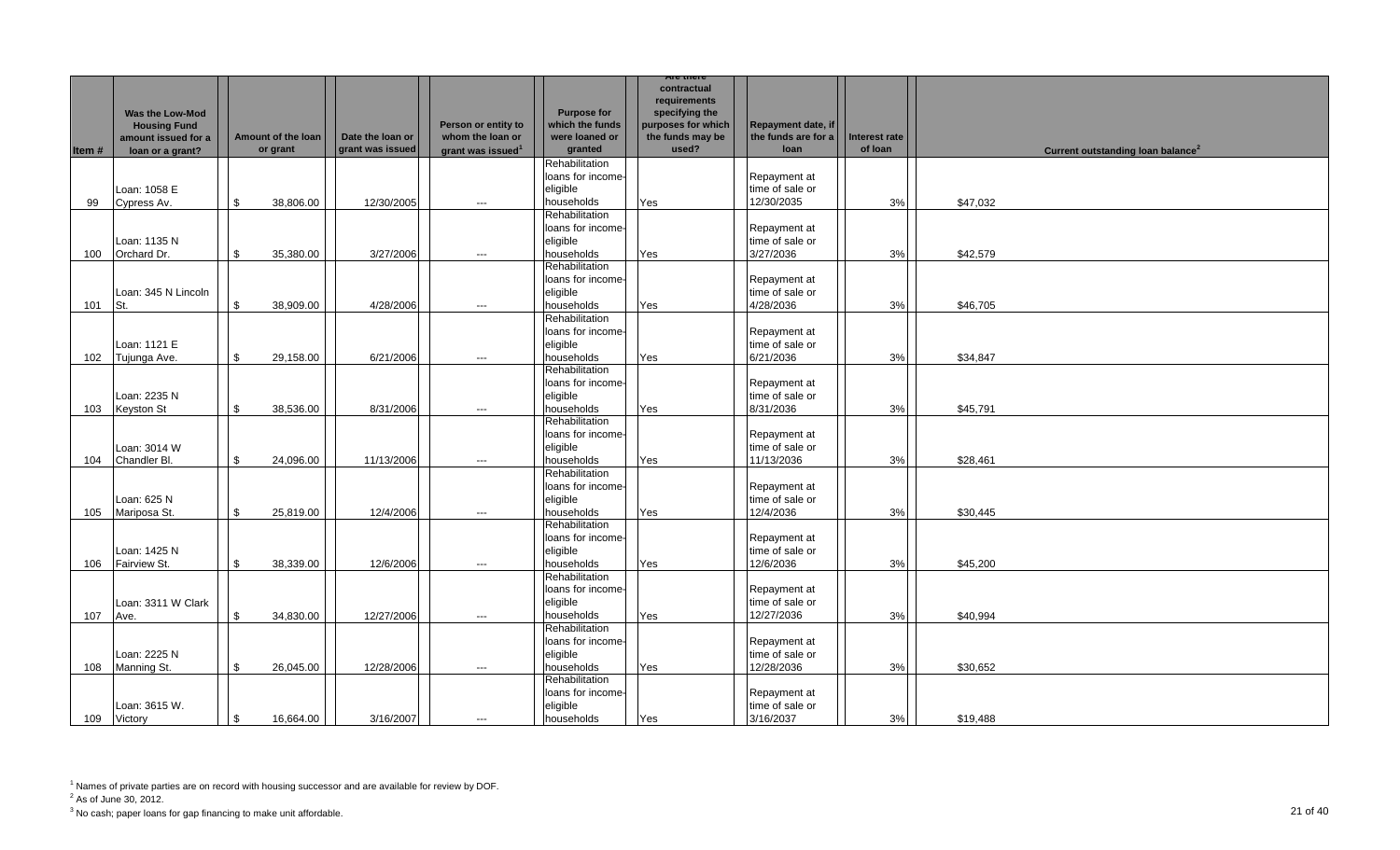| Item # | Was the Low-Mod Housing Fund amount issued for a loan or a grant? | Amount of the loan or grant | Date the loan or grant was issued | Person or entity to whom the loan or grant was issued[1] | Purpose for which the funds were loaned or granted | Are there contractual requirements specifying the purposes for which the funds may be used? | Repayment date, if the funds are for a loan | Interest rate of loan | Current outstanding loan balance[2] |
|---|---|---|---|---|---|---|---|---|---|
| 99 | Loan: 1058 E Cypress Av. | $ 38,806.00 | 12/30/2005 | --- | Rehabilitation loans for income-eligible households | Yes | Repayment at time of sale or 12/30/2035 | 3% | $47,032 |
| 100 | Loan: 1135 N Orchard Dr. | $ 35,380.00 | 3/27/2006 | --- | Rehabilitation loans for income-eligible households | Yes | Repayment at time of sale or 3/27/2036 | 3% | $42,579 |
| 101 | Loan: 345 N Lincoln St. | $ 38,909.00 | 4/28/2006 | --- | Rehabilitation loans for income-eligible households | Yes | Repayment at time of sale or 4/28/2036 | 3% | $46,705 |
| 102 | Loan: 1121 E Tujunga Ave. | $ 29,158.00 | 6/21/2006 | --- | Rehabilitation loans for income-eligible households | Yes | Repayment at time of sale or 6/21/2036 | 3% | $34,847 |
| 103 | Loan: 2235 N Keyston St | $ 38,536.00 | 8/31/2006 | --- | Rehabilitation loans for income-eligible households | Yes | Repayment at time of sale or 8/31/2036 | 3% | $45,791 |
| 104 | Loan: 3014 W Chandler Bl. | $ 24,096.00 | 11/13/2006 | --- | Rehabilitation loans for income-eligible households | Yes | Repayment at time of sale or 11/13/2036 | 3% | $28,461 |
| 105 | Loan: 625 N Mariposa St. | $ 25,819.00 | 12/4/2006 | --- | Rehabilitation loans for income-eligible households | Yes | Repayment at time of sale or 12/4/2036 | 3% | $30,445 |
| 106 | Loan: 1425 N Fairview St. | $ 38,339.00 | 12/6/2006 | --- | Rehabilitation loans for income-eligible households | Yes | Repayment at time of sale or 12/6/2036 | 3% | $45,200 |
| 107 | Loan: 3311 W Clark Ave. | $ 34,830.00 | 12/27/2006 | --- | Rehabilitation loans for income-eligible households | Yes | Repayment at time of sale or 12/27/2036 | 3% | $40,994 |
| 108 | Loan: 2225 N Manning St. | $ 26,045.00 | 12/28/2006 | --- | Rehabilitation loans for income-eligible households | Yes | Repayment at time of sale or 12/28/2036 | 3% | $30,652 |
| 109 | Loan: 3615 W. Victory | $ 16,664.00 | 3/16/2007 | --- | Rehabilitation loans for income-eligible households | Yes | Repayment at time of sale or 3/16/2037 | 3% | $19,488 |

[1] Names of private parties are on record with housing successor and are available for review by DOF.

[2] As of June 30, 2012.

[3] No cash; paper loans for gap financing to make unit affordable.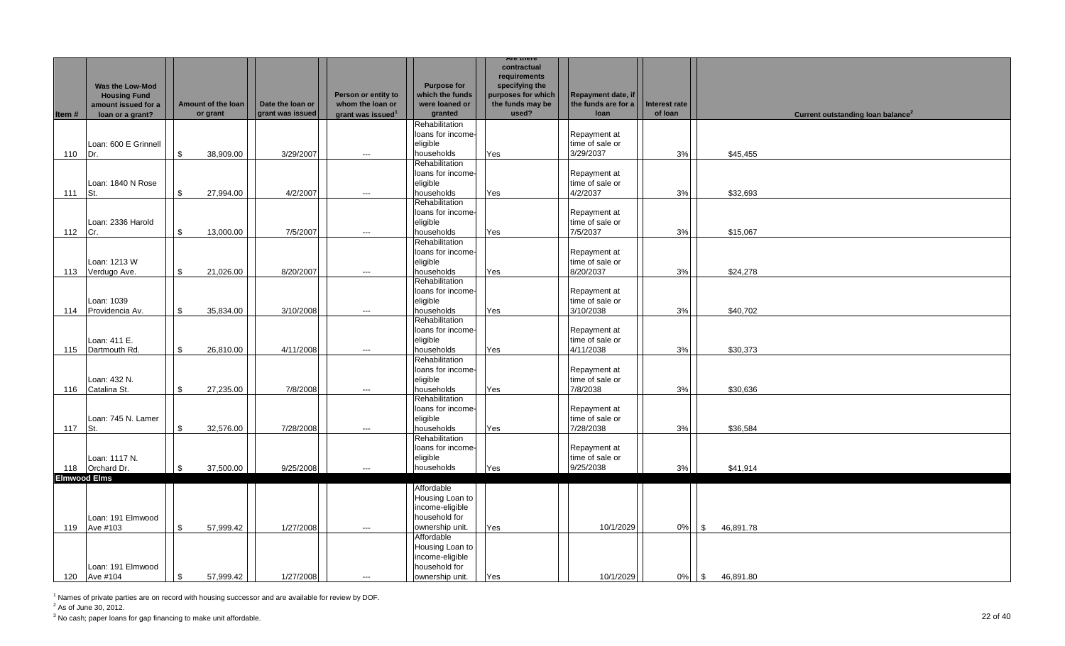| Item # | Was the Low-Mod Housing Fund amount issued for a loan or a grant? | Amount of the loan or grant | Date the loan or grant was issued | Person or entity to whom the loan or grant was issued[1] | Purpose for which the funds were loaned or granted | Are there contractual requirements specifying the purposes for which the funds may be used? | Repayment date, if the funds are for a loan | Interest rate of loan | Current outstanding loan balance[2] |
|---|---|---|---|---|---|---|---|---|---|
| 110 | Loan: 600 E Grinnell Dr. | $ 38,909.00 | 3/29/2007 | --- | Rehabilitation loans for income-eligible households | Yes | Repayment at time of sale or 3/29/2037 | 3% | $45,455 |
| 111 | Loan: 1840 N Rose St. | $ 27,994.00 | 4/2/2007 | --- | Rehabilitation loans for income-eligible households | Yes | Repayment at time of sale or 4/2/2037 | 3% | $32,693 |
| 112 | Loan: 2336 Harold Cr. | $ 13,000.00 | 7/5/2007 | --- | Rehabilitation loans for income-eligible households | Yes | Repayment at time of sale or 7/5/2037 | 3% | $15,067 |
| 113 | Loan: 1213 W Verdugo Ave. | $ 21,026.00 | 8/20/2007 | --- | Rehabilitation loans for income-eligible households | Yes | Repayment at time of sale or 8/20/2037 | 3% | $24,278 |
| 114 | Loan: 1039 Providencia Av. | $ 35,834.00 | 3/10/2008 | --- | Rehabilitation loans for income-eligible households | Yes | Repayment at time of sale or 3/10/2038 | 3% | $40,702 |
| 115 | Loan: 411 E. Dartmouth Rd. | $ 26,810.00 | 4/11/2008 | --- | Rehabilitation loans for income-eligible households | Yes | Repayment at time of sale or 4/11/2038 | 3% | $30,373 |
| 116 | Loan: 432 N. Catalina St. | $ 27,235.00 | 7/8/2008 | --- | Rehabilitation loans for income-eligible households | Yes | Repayment at time of sale or 7/8/2038 | 3% | $30,636 |
| 117 | Loan: 745 N. Lamer St. | $ 32,576.00 | 7/28/2008 | --- | Rehabilitation loans for income-eligible households | Yes | Repayment at time of sale or 7/28/2038 | 3% | $36,584 |
| 118 | Loan: 1117 N. Orchard Dr. | $ 37,500.00 | 9/25/2008 | --- | Rehabilitation loans for income-eligible households | Yes | Repayment at time of sale or 9/25/2038 | 3% | $41,914 |
| **Elmwood Elms** | | | | | | | | | |
| 119 | Loan: 191 Elmwood Ave #103 | $ 57,999.42 | 1/27/2008 | --- | Affordable Housing Loan to income-eligible household for ownership unit. | Yes | 10/1/2029 | 0% | $ 46,891.78 |
| 120 | Loan: 191 Elmwood Ave #104 | $ 57,999.42 | 1/27/2008 | --- | Affordable Housing Loan to income-eligible household for ownership unit. | Yes | 10/1/2029 | 0% | $ 46,891.80 |

[1] Names of private parties are on record with housing successor and are available for review by DOF.

[2] As of June 30, 2012.

[3] No cash; paper loans for gap financing to make unit affordable.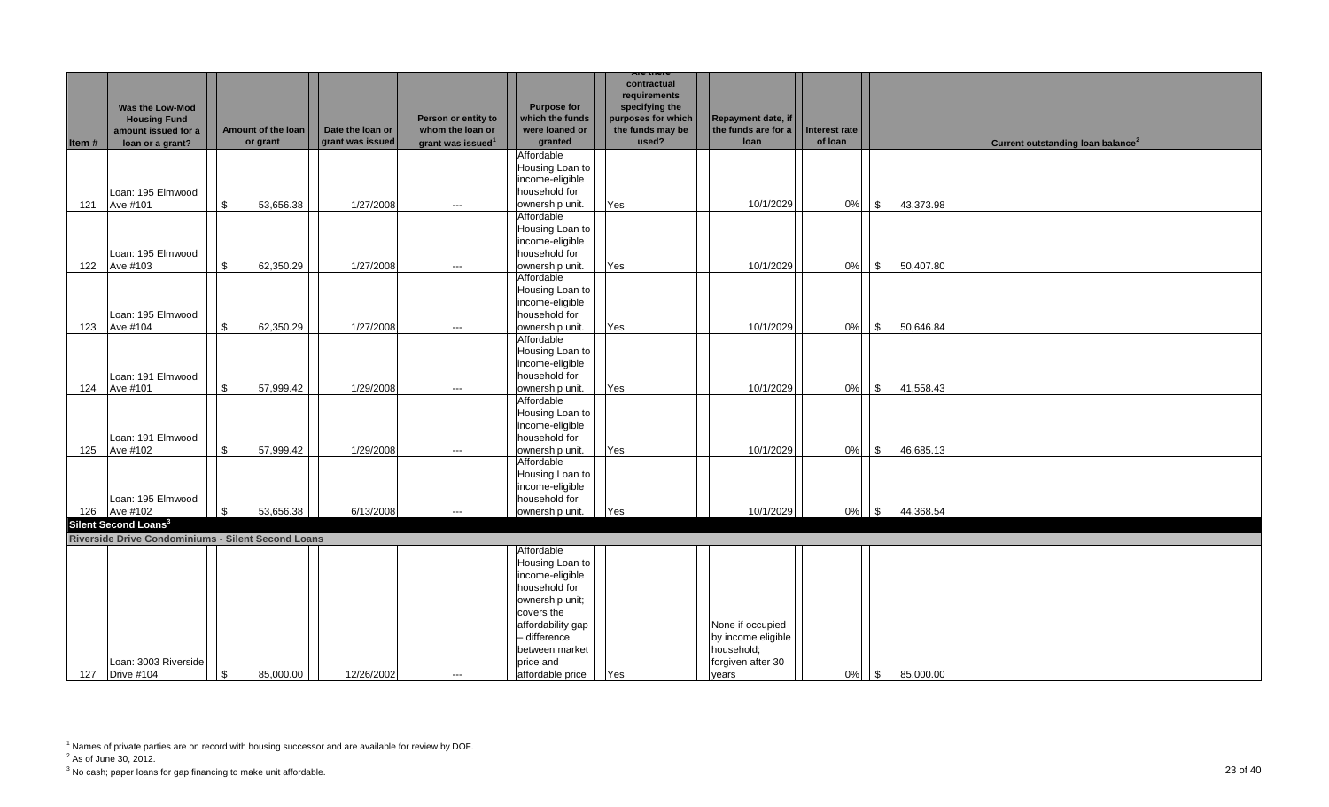| Item # | Was the Low-Mod Housing Fund amount issued for a loan or a grant? | Amount of the loan or grant | Date the loan or grant was issued | Person or entity to whom the loan or grant was issued[1] | Purpose for which the funds were loaned or granted | Are there contractual requirements specifying the purposes for which the funds may be used? | Repayment date, if the funds are for a loan | Interest rate of loan | Current outstanding loan balance[2] |
|---|---|---|---|---|---|---|---|---|---|
| 121 | Loan: 195 Elmwood Ave #101 | $ 53,656.38 | 1/27/2008 | --- | Affordable Housing Loan to income-eligible household for ownership unit. | Yes | 10/1/2029 | 0% | $ 43,373.98 |
| 122 | Loan: 195 Elmwood Ave #103 | $ 62,350.29 | 1/27/2008 | --- | Affordable Housing Loan to income-eligible household for ownership unit. | Yes | 10/1/2029 | 0% | $ 50,407.80 |
| 123 | Loan: 195 Elmwood Ave #104 | $ 62,350.29 | 1/27/2008 | --- | Affordable Housing Loan to income-eligible household for ownership unit. | Yes | 10/1/2029 | 0% | $ 50,646.84 |
| 124 | Loan: 191 Elmwood Ave #101 | $ 57,999.42 | 1/29/2008 | --- | Affordable Housing Loan to income-eligible household for ownership unit. | Yes | 10/1/2029 | 0% | $ 41,558.43 |
| 125 | Loan: 191 Elmwood Ave #102 | $ 57,999.42 | 1/29/2008 | --- | Affordable Housing Loan to income-eligible household for ownership unit. | Yes | 10/1/2029 | 0% | $ 46,685.13 |
| 126 | Loan: 195 Elmwood Ave #102 | $ 53,656.38 | 6/13/2008 | --- | Affordable Housing Loan to income-eligible household for ownership unit. | Yes | 10/1/2029 | 0% | $ 44,368.54 |
| **Silent Second Loans[3]** | | | | | | | | | |
| **Riverside Drive Condominiums - Silent Second Loans** | | | | | | | | | |
| 127 | Loan: 3003 Riverside Drive #104 | $ 85,000.00 | 12/26/2002 | --- | Affordable Housing Loan to income-eligible household for ownership unit; covers the affordability gap – difference between market price and affordable price | Yes | None if occupied by income eligible household; forgiven after 30 years | 0% | $ 85,000.00 |

[1] Names of private parties are on record with housing successor and are available for review by DOF.

[2] As of June 30, 2012.

[3] No cash; paper loans for gap financing to make unit affordable.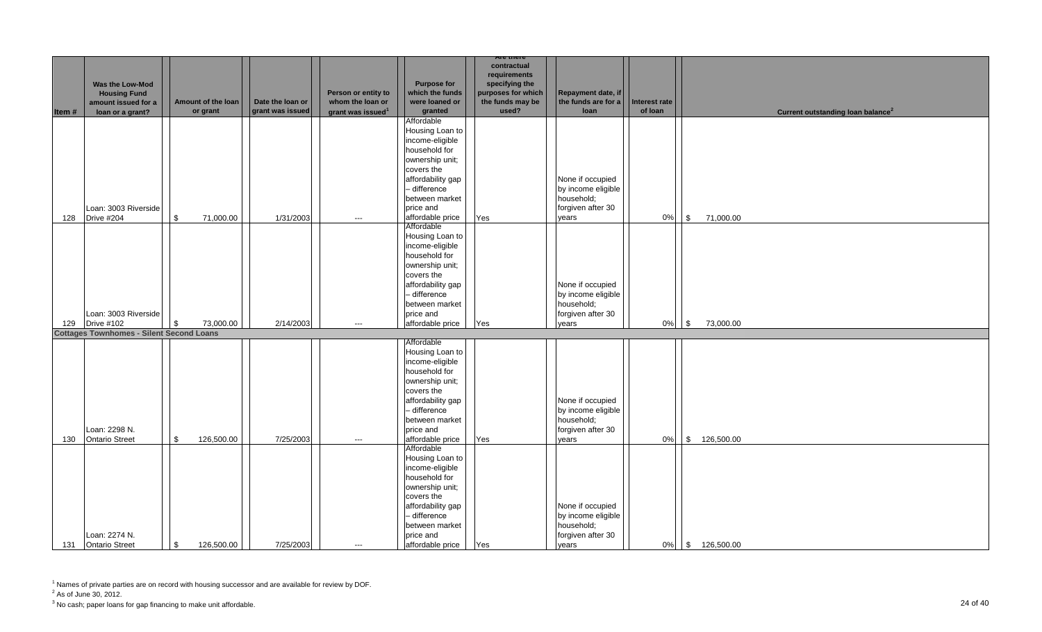| Item # | Was the Low-Mod Housing Fund amount issued for a loan or a grant? | Amount of the loan or grant | Date the loan or grant was issued | Person or entity to whom the loan or grant was issued[1] | Purpose for which the funds were loaned or granted | Are there contractual requirements specifying the purposes for which the funds may be used? | Repayment date, if the funds are for a loan | Interest rate of loan | Current outstanding loan balance[2] |
|---|---|---|---|---|---|---|---|---|---|
| 128 | Loan: 3003 Riverside Drive #204 | $ 71,000.00 | 1/31/2003 | --- | Affordable Housing Loan to income-eligible household for ownership unit; covers the affordability gap – difference between market price and affordable price | Yes | None if occupied by income eligible household; forgiven after 30 years | 0% | $ 71,000.00 |
| 129 | Loan: 3003 Riverside Drive #102 | $ 73,000.00 | 2/14/2003 | --- | Affordable Housing Loan to income-eligible household for ownership unit; covers the affordability gap – difference between market price and affordable price | Yes | None if occupied by income eligible household; forgiven after 30 years | 0% | $ 73,000.00 |
| **Cottages Townhomes - Silent Second Loans** | | | | | | | | | |
| 130 | Loan: 2298 N. Ontario Street | $ 126,500.00 | 7/25/2003 | --- | Affordable Housing Loan to income-eligible household for ownership unit; covers the affordability gap – difference between market price and affordable price | Yes | None if occupied by income eligible household; forgiven after 30 years | 0% | $ 126,500.00 |
| 131 | Loan: 2274 N. Ontario Street | $ 126,500.00 | 7/25/2003 | --- | Affordable Housing Loan to income-eligible household for ownership unit; covers the affordability gap – difference between market price and affordable price | Yes | None if occupied by income eligible household; forgiven after 30 years | 0% | $ 126,500.00 |

[1] Names of private parties are on record with housing successor and are available for review by DOF.

[2] As of June 30, 2012.

[3] No cash; paper loans for gap financing to make unit affordable.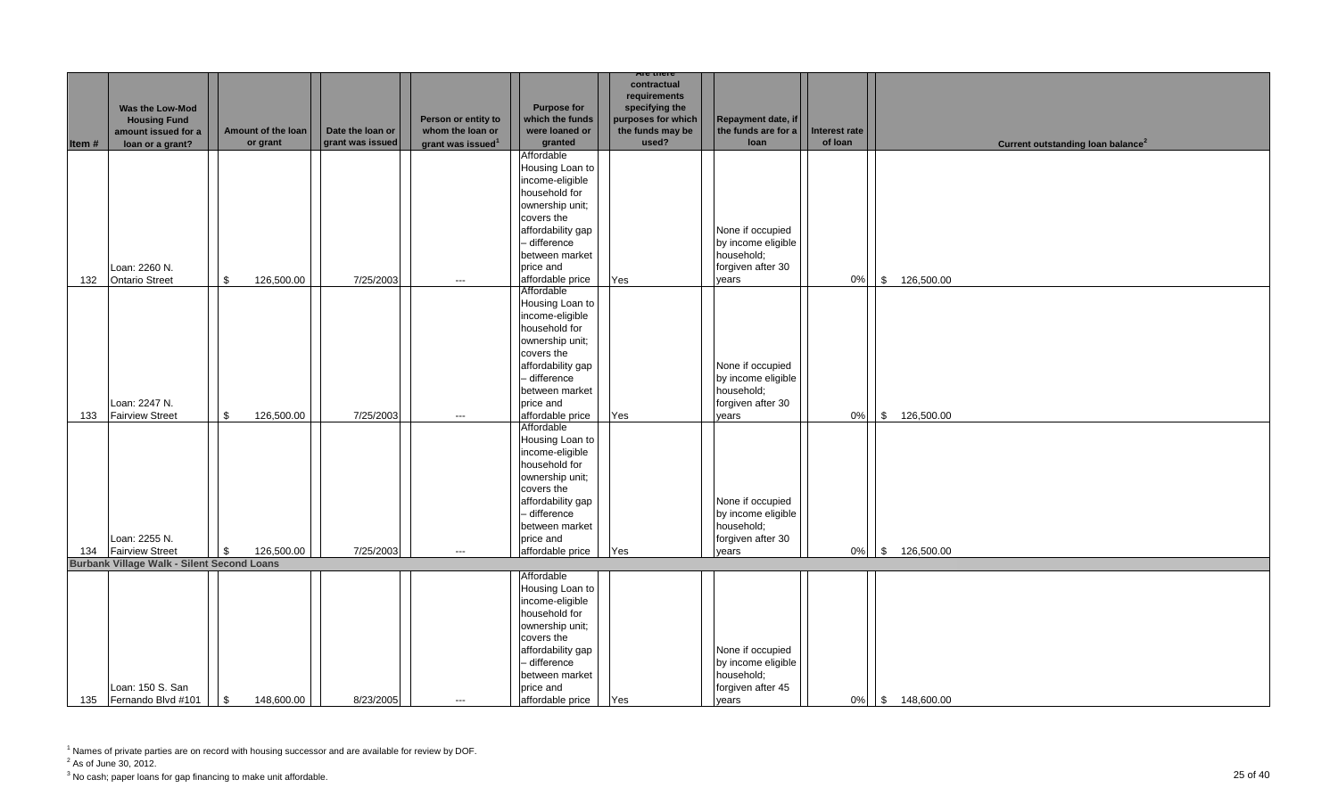| Item # | Was the Low-Mod Housing Fund amount issued for a loan or a grant? | Amount of the loan or grant | Date the loan or grant was issued | Person or entity to whom the loan or grant was issued[1] | Purpose for which the funds were loaned or granted | Are there contractual requirements specifying the purposes for which the funds may be used? | Repayment date, if the funds are for a loan | Interest rate of loan | Current outstanding loan balance[2] |
|---|---|---|---|---|---|---|---|---|---|
| 132 | Loan: 2260 N. Ontario Street | $ 126,500.00 | 7/25/2003 | --- | Affordable Housing Loan to income-eligible household for ownership unit; covers the affordability gap – difference between market price and affordable price | Yes | None if occupied by income eligible household; forgiven after 30 years | 0% | $ 126,500.00 |
| 133 | Loan: 2247 N. Fairview Street | $ 126,500.00 | 7/25/2003 | --- | Affordable Housing Loan to income-eligible household for ownership unit; covers the affordability gap – difference between market price and affordable price | Yes | None if occupied by income eligible household; forgiven after 30 years | 0% | $ 126,500.00 |
| 134 | Loan: 2255 N. Fairview Street | $ 126,500.00 | 7/25/2003 | --- | Affordable Housing Loan to income-eligible household for ownership unit; covers the affordability gap – difference between market price and affordable price | Yes | None if occupied by income eligible household; forgiven after 30 years | 0% | $ 126,500.00 |
| **Burbank Village Walk - Silent Second Loans** | | | | | | | | | |
| 135 | Loan: 150 S. San Fernando Blvd #101 | $ 148,600.00 | 8/23/2005 | --- | Affordable Housing Loan to income-eligible household for ownership unit; covers the affordability gap – difference between market price and affordable price | Yes | None if occupied by income eligible household; forgiven after 45 years | 0% | $ 148,600.00 |

[1] Names of private parties are on record with housing successor and are available for review by DOF.

[2] As of June 30, 2012.

[3] No cash; paper loans for gap financing to make unit affordable.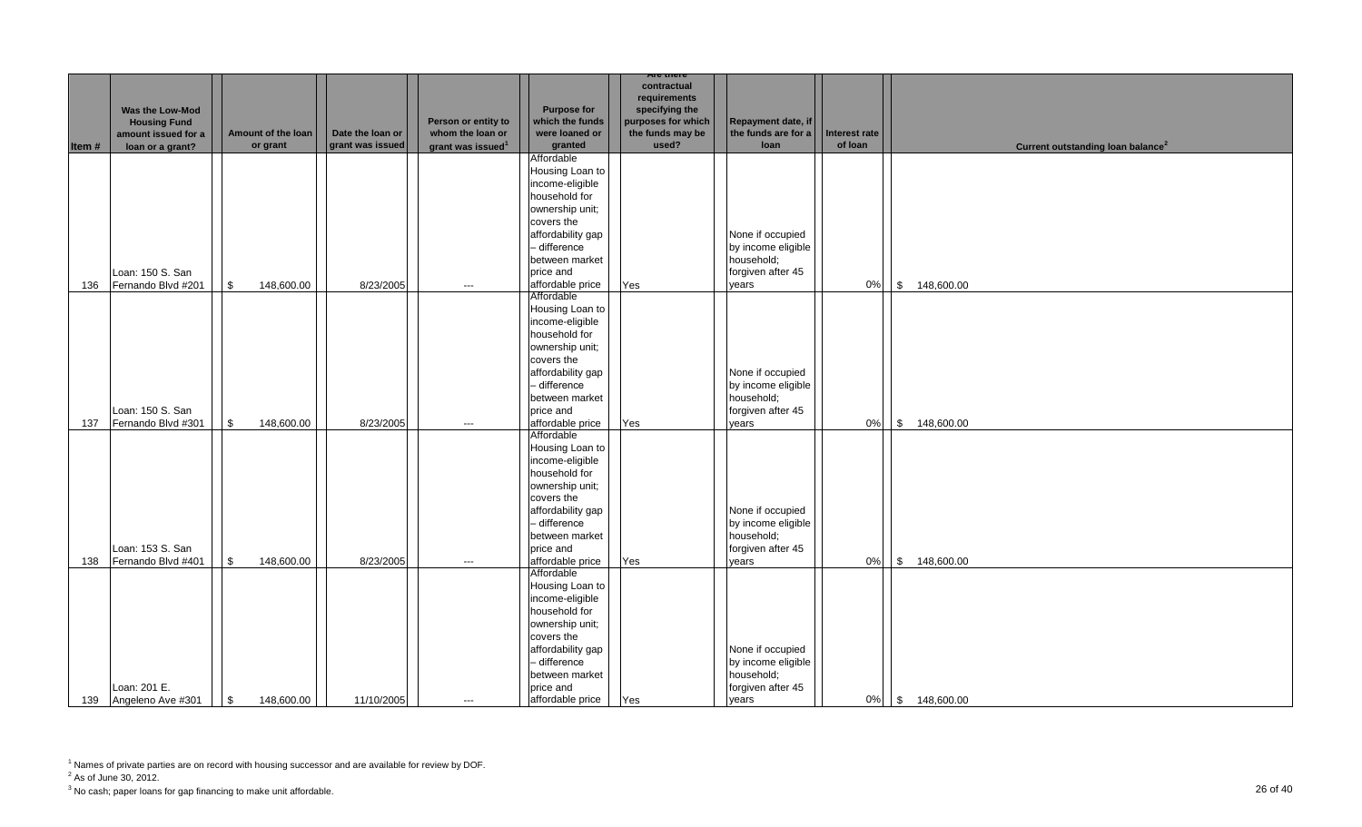| Item # | Was the Low-Mod Housing Fund amount issued for a loan or a grant? | Amount of the loan or grant | Date the loan or grant was issued | Person or entity to whom the loan or grant was issued[1] | Purpose for which the funds were loaned or granted | Are there contractual requirements specifying the purposes for which the funds may be used? | Repayment date, if the funds are for a loan | Interest rate of loan | Current outstanding loan balance[2] |
|---|---|---|---|---|---|---|---|---|---|
| 136 | Loan: 150 S. San Fernando Blvd #201 | $ 148,600.00 | 8/23/2005 | --- | Affordable Housing Loan to income-eligible household for ownership unit; covers the affordability gap – difference between market price and affordable price | Yes | None if occupied by income eligible household; forgiven after 45 years | 0% | $ 148,600.00 |
| 137 | Loan: 150 S. San Fernando Blvd #301 | $ 148,600.00 | 8/23/2005 | --- | Affordable Housing Loan to income-eligible household for ownership unit; covers the affordability gap – difference between market price and affordable price | Yes | None if occupied by income eligible household; forgiven after 45 years | 0% | $ 148,600.00 |
| 138 | Loan: 153 S. San Fernando Blvd #401 | $ 148,600.00 | 8/23/2005 | --- | Affordable Housing Loan to income-eligible household for ownership unit; covers the affordability gap – difference between market price and affordable price | Yes | None if occupied by income eligible household; forgiven after 45 years | 0% | $ 148,600.00 |
| 139 | Loan: 201 E. Angeleno Ave #301 | $ 148,600.00 | 11/10/2005 | --- | Affordable Housing Loan to income-eligible household for ownership unit; covers the affordability gap – difference between market price and affordable price | Yes | None if occupied by income eligible household; forgiven after 45 years | 0% | $ 148,600.00 |

[1] Names of private parties are on record with housing successor and are available for review by DOF.

[2] As of June 30, 2012.

[3] No cash; paper loans for gap financing to make unit affordable.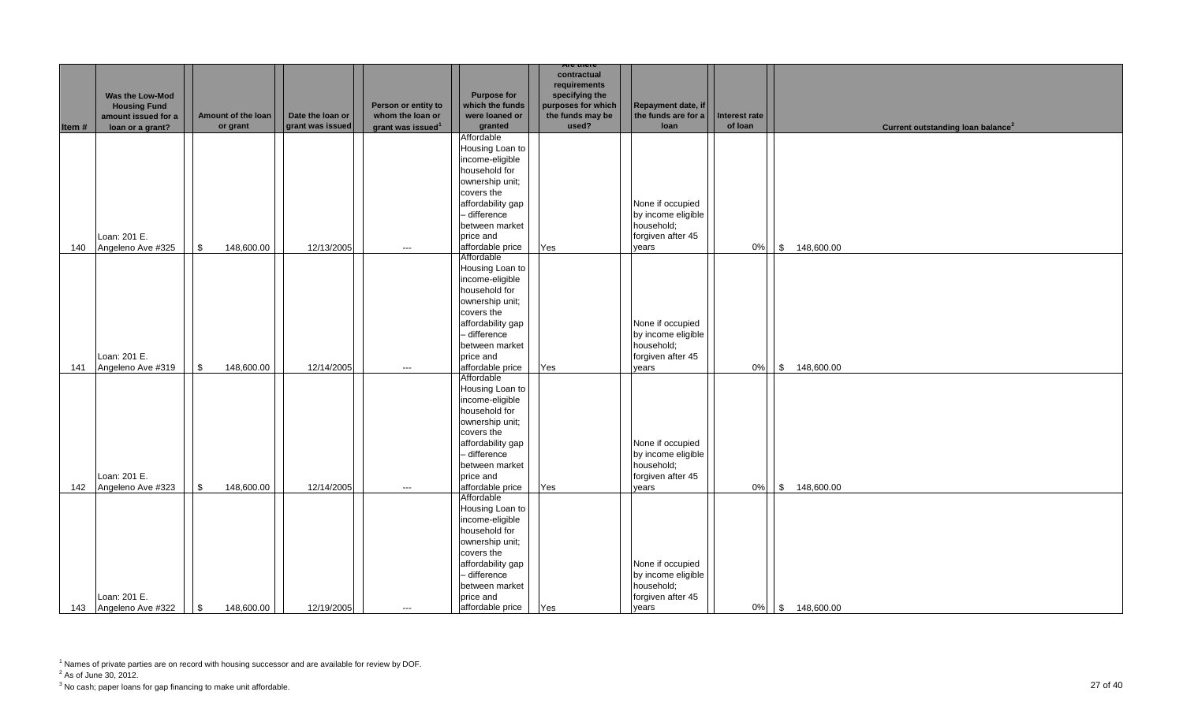| Item # | Was the Low-Mod Housing Fund amount issued for a loan or a grant? | Amount of the loan or grant | Date the loan or grant was issued | Person or entity to whom the loan or grant was issued[1] | Purpose for which the funds were loaned or granted | Are there contractual requirements specifying the purposes for which the funds may be used? | Repayment date, if the funds are for a loan | Interest rate of loan | Current outstanding loan balance[2] |
|---|---|---|---|---|---|---|---|---|---|
| 140 | Loan: 201 E. Angeleno Ave #325 | $ 148,600.00 | 12/13/2005 | --- | Affordable Housing Loan to income-eligible household for ownership unit; covers the affordability gap – difference between market price and affordable price | Yes | None if occupied by income eligible household; forgiven after 45 years | 0% | $ 148,600.00 |
| 141 | Loan: 201 E. Angeleno Ave #319 | $ 148,600.00 | 12/14/2005 | --- | Affordable Housing Loan to income-eligible household for ownership unit; covers the affordability gap – difference between market price and affordable price | Yes | None if occupied by income eligible household; forgiven after 45 years | 0% | $ 148,600.00 |
| 142 | Loan: 201 E. Angeleno Ave #323 | $ 148,600.00 | 12/14/2005 | --- | Affordable Housing Loan to income-eligible household for ownership unit; covers the affordability gap – difference between market price and affordable price | Yes | None if occupied by income eligible household; forgiven after 45 years | 0% | $ 148,600.00 |
| 143 | Loan: 201 E. Angeleno Ave #322 | $ 148,600.00 | 12/19/2005 | --- | Affordable Housing Loan to income-eligible household for ownership unit; covers the affordability gap – difference between market price and affordable price | Yes | None if occupied by income eligible household; forgiven after 45 years | 0% | $ 148,600.00 |

[1] Names of private parties are on record with housing successor and are available for review by DOF.

[2] As of June 30, 2012.

[3] No cash; paper loans for gap financing to make unit affordable.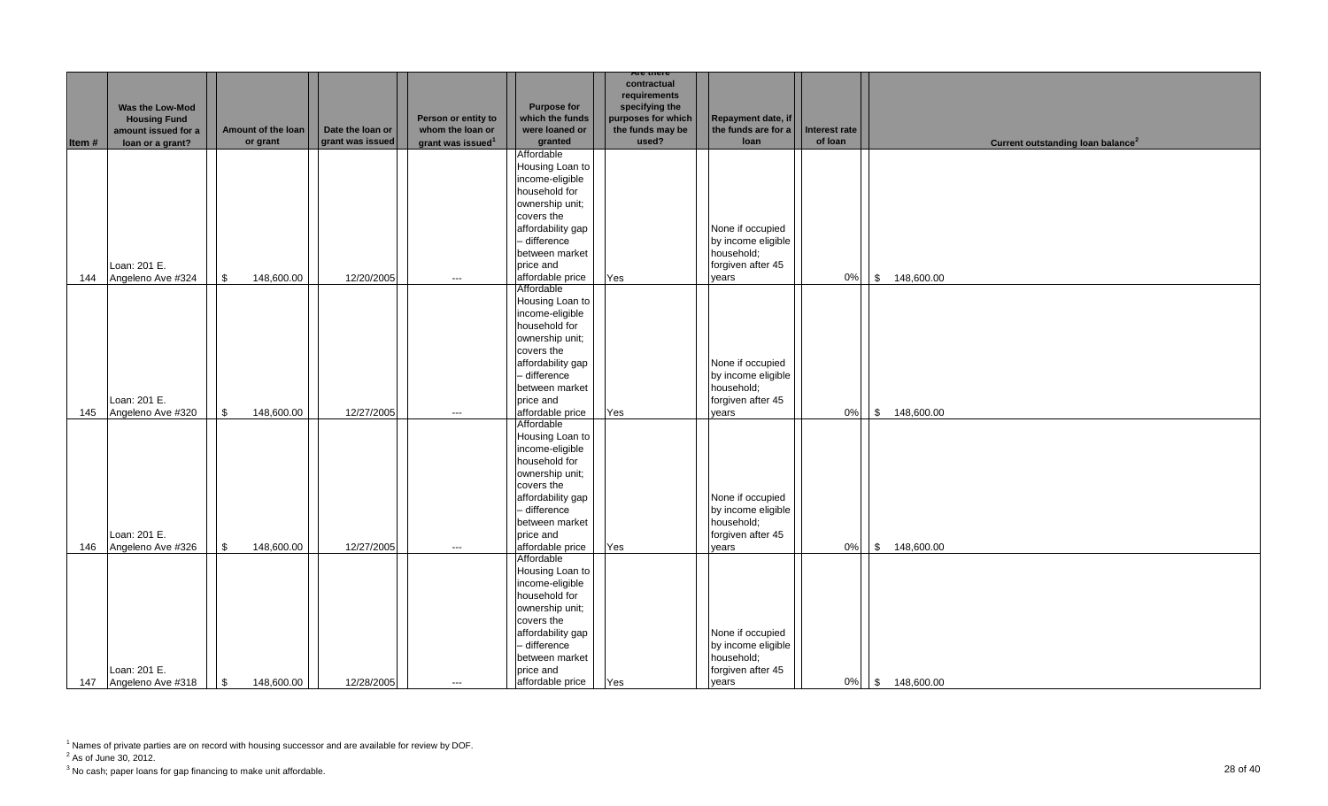| Item # | Was the Low-Mod Housing Fund amount issued for a loan or a grant? | Amount of the loan or grant | Date the loan or grant was issued | Person or entity to whom the loan or grant was issued[1] | Purpose for which the funds were loaned or granted | Are there contractual requirements specifying the purposes for which the funds may be used? | Repayment date, if the funds are for a loan | Interest rate of loan | Current outstanding loan balance[2] |
|---|---|---|---|---|---|---|---|---|---|
| 144 | Loan: 201 E. Angeleno Ave #324 | $ 148,600.00 | 12/20/2005 | --- | Affordable Housing Loan to income-eligible household for ownership unit; covers the affordability gap – difference between market price and affordable price | Yes | None if occupied by income eligible household; forgiven after 45 years | 0% | $ 148,600.00 |
| 145 | Loan: 201 E. Angeleno Ave #320 | $ 148,600.00 | 12/27/2005 | --- | Affordable Housing Loan to income-eligible household for ownership unit; covers the affordability gap – difference between market price and affordable price | Yes | None if occupied by income eligible household; forgiven after 45 years | 0% | $ 148,600.00 |
| 146 | Loan: 201 E. Angeleno Ave #326 | $ 148,600.00 | 12/27/2005 | --- | Affordable Housing Loan to income-eligible household for ownership unit; covers the affordability gap – difference between market price and affordable price | Yes | None if occupied by income eligible household; forgiven after 45 years | 0% | $ 148,600.00 |
| 147 | Loan: 201 E. Angeleno Ave #318 | $ 148,600.00 | 12/28/2005 | --- | Affordable Housing Loan to income-eligible household for ownership unit; covers the affordability gap – difference between market price and affordable price | Yes | None if occupied by income eligible household; forgiven after 45 years | 0% | $ 148,600.00 |

[1] Names of private parties are on record with housing successor and are available for review by DOF.

[2] As of June 30, 2012.

[3] No cash; paper loans for gap financing to make unit affordable.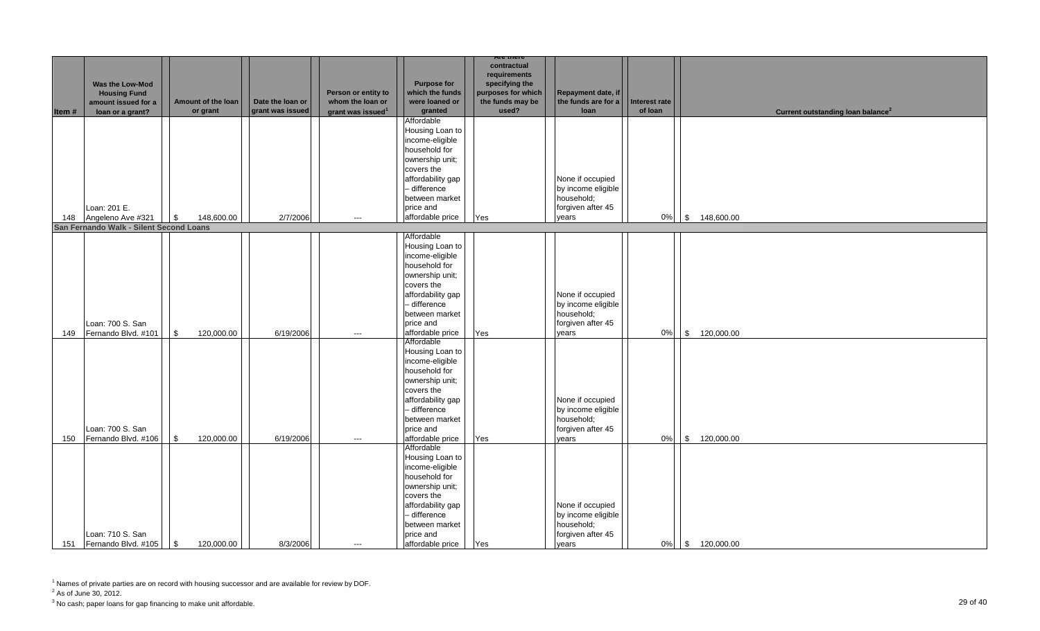| Item # | Was the Low-Mod Housing Fund amount issued for a loan or a grant? | Amount of the loan or grant | Date the loan or grant was issued | Person or entity to whom the loan or grant was issued[1] | Purpose for which the funds were loaned or granted | Are there contractual requirements specifying the purposes for which the funds may be used? | Repayment date, if the funds are for a loan | Interest rate of loan | Current outstanding loan balance[2] |
|---|---|---|---|---|---|---|---|---|---|
| 148 | Loan: 201 E. Angeleno Ave #321 | $ 148,600.00 | 2/7/2006 | --- | Affordable Housing Loan to income-eligible household for ownership unit; covers the affordability gap – difference between market price and affordable price | Yes | None if occupied by income eligible household; forgiven after 45 years | 0% | $ 148,600.00 |
| **San Fernando Walk - Silent Second Loans** | | | | | | | | | |
| 149 | Loan: 700 S. San Fernando Blvd. #101 | $ 120,000.00 | 6/19/2006 | --- | Affordable Housing Loan to income-eligible household for ownership unit; covers the affordability gap – difference between market price and affordable price | Yes | None if occupied by income eligible household; forgiven after 45 years | 0% | $ 120,000.00 |
| 150 | Loan: 700 S. San Fernando Blvd. #106 | $ 120,000.00 | 6/19/2006 | --- | Affordable Housing Loan to income-eligible household for ownership unit; covers the affordability gap – difference between market price and affordable price | Yes | None if occupied by income eligible household; forgiven after 45 years | 0% | $ 120,000.00 |
| 151 | Loan: 710 S. San Fernando Blvd. #105 | $ 120,000.00 | 8/3/2006 | --- | Affordable Housing Loan to income-eligible household for ownership unit; covers the affordability gap – difference between market price and affordable price | Yes | None if occupied by income eligible household; forgiven after 45 years | 0% | $ 120,000.00 |

[1] Names of private parties are on record with housing successor and are available for review by DOF.

[2] As of June 30, 2012.

[3] No cash; paper loans for gap financing to make unit affordable.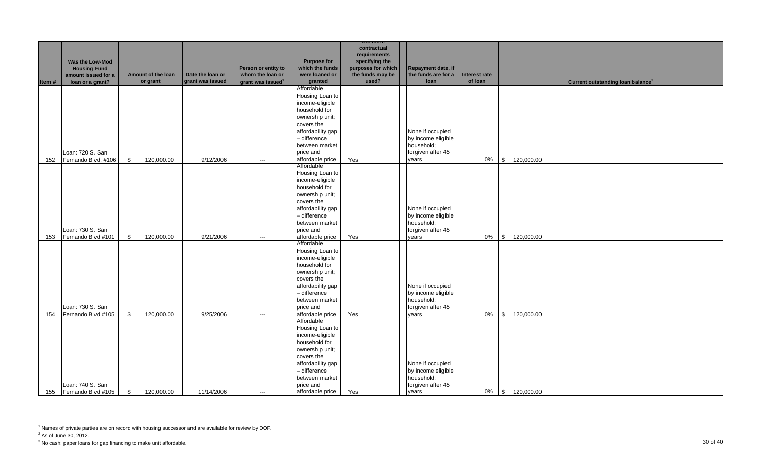| Item # | Was the Low-Mod Housing Fund amount issued for a loan or a grant? | Amount of the loan or grant | Date the loan or grant was issued | Person or entity to whom the loan or grant was issued[1] | Purpose for which the funds were loaned or granted | Are there contractual requirements specifying the purposes for which the funds may be used? | Repayment date, if the funds are for a loan | Interest rate of loan | Current outstanding loan balance[2] |
|---|---|---|---|---|---|---|---|---|---|
| 152 | Loan: 720 S. San Fernando Blvd. #106 | $ 120,000.00 | 9/12/2006 | --- | Affordable Housing Loan to income-eligible household for ownership unit; covers the affordability gap – difference between market price and affordable price | Yes | None if occupied by income eligible household; forgiven after 45 years | 0% | $ 120,000.00 |
| 153 | Loan: 730 S. San Fernando Blvd #101 | $ 120,000.00 | 9/21/2006 | --- | Affordable Housing Loan to income-eligible household for ownership unit; covers the affordability gap – difference between market price and affordable price | Yes | None if occupied by income eligible household; forgiven after 45 years | 0% | $ 120,000.00 |
| 154 | Loan: 730 S. San Fernando Blvd #105 | $ 120,000.00 | 9/25/2006 | --- | Affordable Housing Loan to income-eligible household for ownership unit; covers the affordability gap – difference between market price and affordable price | Yes | None if occupied by income eligible household; forgiven after 45 years | 0% | $ 120,000.00 |
| 155 | Loan: 740 S. San Fernando Blvd #105 | $ 120,000.00 | 11/14/2006 | --- | Affordable Housing Loan to income-eligible household for ownership unit; covers the affordability gap – difference between market price and affordable price | Yes | None if occupied by income eligible household; forgiven after 45 years | 0% | $ 120,000.00 |

[1] Names of private parties are on record with housing successor and are available for review by DOF.

[2] As of June 30, 2012.

[3] No cash; paper loans for gap financing to make unit affordable.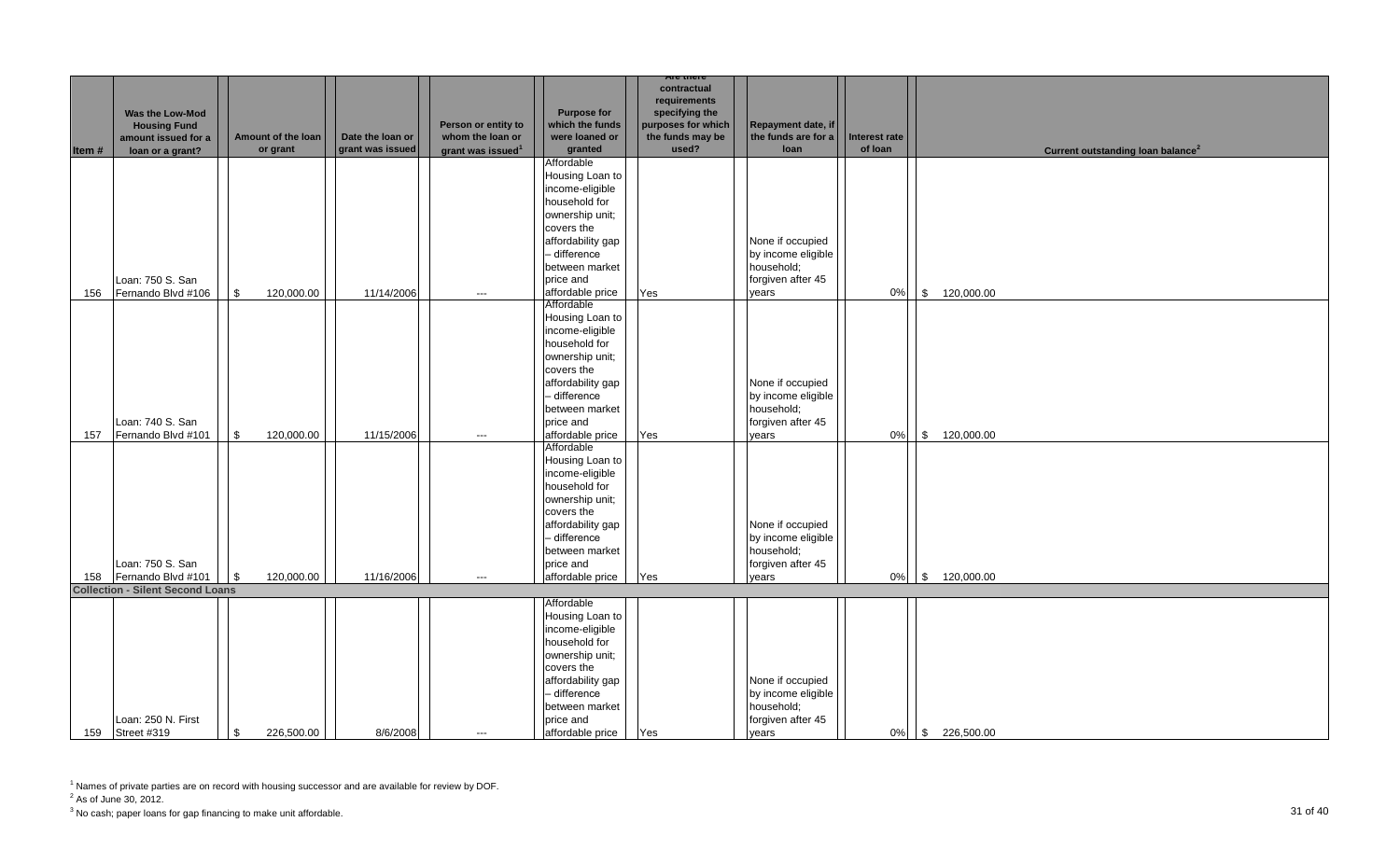| Item # | Was the Low-Mod Housing Fund amount issued for a loan or a grant? | Amount of the loan or grant | Date the loan or grant was issued | Person or entity to whom the loan or grant was issued[1] | Purpose for which the funds were loaned or granted | Are there contractual requirements specifying the purposes for which the funds may be used? | Repayment date, if the funds are for a loan | Interest rate of loan | Current outstanding loan balance[2] |
|---|---|---|---|---|---|---|---|---|---|
| 156 | Loan: 750 S. San Fernando Blvd #106 | $ 120,000.00 | 11/14/2006 | --- | Affordable Housing Loan to income-eligible household for ownership unit; covers the affordability gap – difference between market price and affordable price | Yes | None if occupied by income eligible household; forgiven after 45 years | 0% | $ 120,000.00 |
| 157 | Loan: 740 S. San Fernando Blvd #101 | $ 120,000.00 | 11/15/2006 | --- | Affordable Housing Loan to income-eligible household for ownership unit; covers the affordability gap – difference between market price and affordable price | Yes | None if occupied by income eligible household; forgiven after 45 years | 0% | $ 120,000.00 |
| 158 | Loan: 750 S. San Fernando Blvd #101 | $ 120,000.00 | 11/16/2006 | --- | Affordable Housing Loan to income-eligible household for ownership unit; covers the affordability gap – difference between market price and affordable price | Yes | None if occupied by income eligible household; forgiven after 45 years | 0% | $ 120,000.00 |
| **Collection - Silent Second Loans** | | | | | | | | | |
| 159 | Loan: 250 N. First Street #319 | $ 226,500.00 | 8/6/2008 | --- | Affordable Housing Loan to income-eligible household for ownership unit; covers the affordability gap – difference between market price and affordable price | Yes | None if occupied by income eligible household; forgiven after 45 years | 0% | $ 226,500.00 |

[1] Names of private parties are on record with housing successor and are available for review by DOF.

[2] As of June 30, 2012.

[3] No cash; paper loans for gap financing to make unit affordable.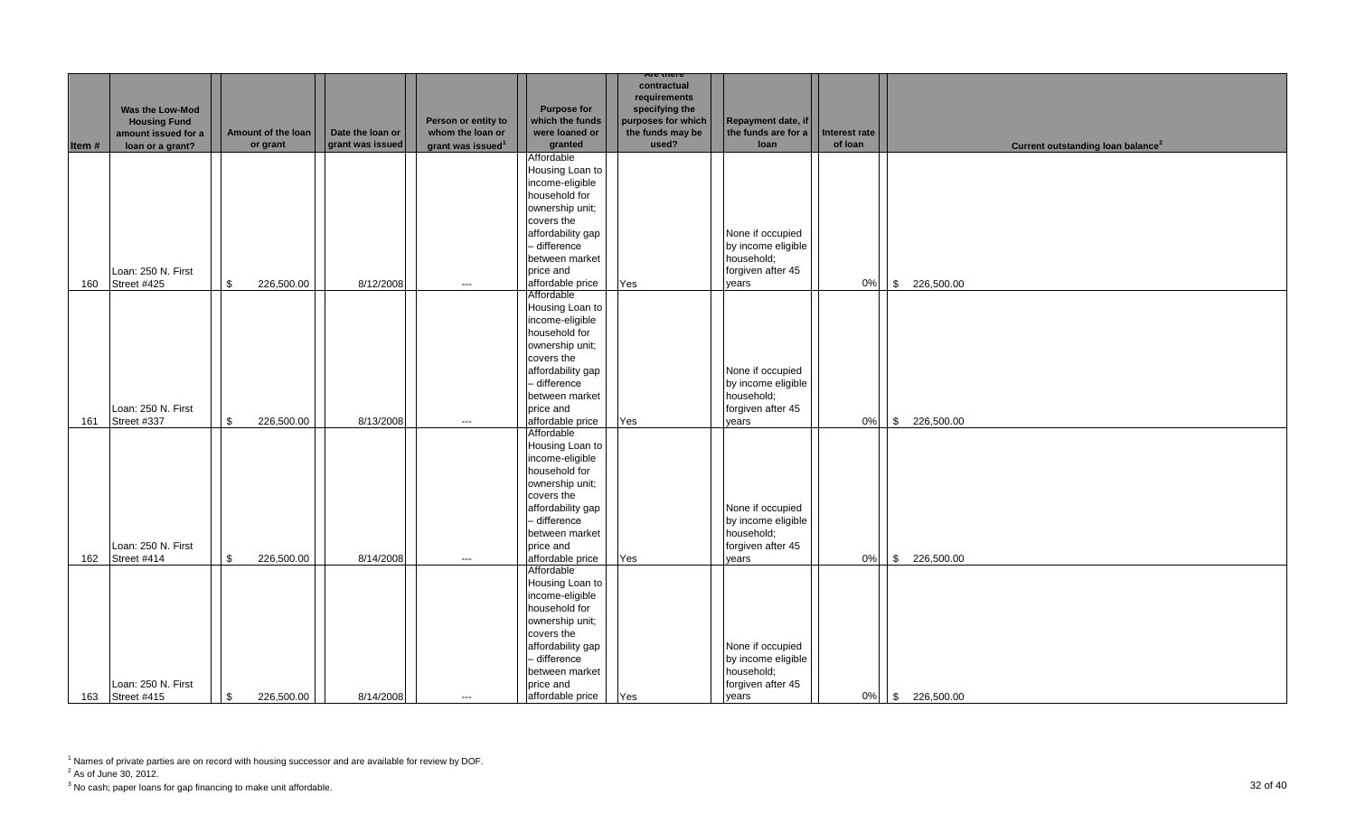| Item # | Was the Low-Mod Housing Fund amount issued for a loan or a grant? | Amount of the loan or grant | Date the loan or grant was issued | Person or entity to whom the loan or grant was issued[1] | Purpose for which the funds were loaned or granted | Are there contractual requirements specifying the purposes for which the funds may be used? | Repayment date, if the funds are for a loan | Interest rate of loan | Current outstanding loan balance[2] |
|---|---|---|---|---|---|---|---|---|---|
| 160 | Loan: 250 N. First Street #425 | $ 226,500.00 | 8/12/2008 | --- | Affordable Housing Loan to income-eligible household for ownership unit; covers the affordability gap – difference between market price and affordable price | Yes | None if occupied by income eligible household; forgiven after 45 years | 0% | $ 226,500.00 |
| 161 | Loan: 250 N. First Street #337 | $ 226,500.00 | 8/13/2008 | --- | Affordable Housing Loan to income-eligible household for ownership unit; covers the affordability gap – difference between market price and affordable price | Yes | None if occupied by income eligible household; forgiven after 45 years | 0% | $ 226,500.00 |
| 162 | Loan: 250 N. First Street #414 | $ 226,500.00 | 8/14/2008 | --- | Affordable Housing Loan to income-eligible household for ownership unit; covers the affordability gap – difference between market price and affordable price | Yes | None if occupied by income eligible household; forgiven after 45 years | 0% | $ 226,500.00 |
| 163 | Loan: 250 N. First Street #415 | $ 226,500.00 | 8/14/2008 | --- | Affordable Housing Loan to income-eligible household for ownership unit; covers the affordability gap – difference between market price and affordable price | Yes | None if occupied by income eligible household; forgiven after 45 years | 0% | $ 226,500.00 |

[1] Names of private parties are on record with housing successor and are available for review by DOF.

[2] As of June 30, 2012.

[3] No cash; paper loans for gap financing to make unit affordable.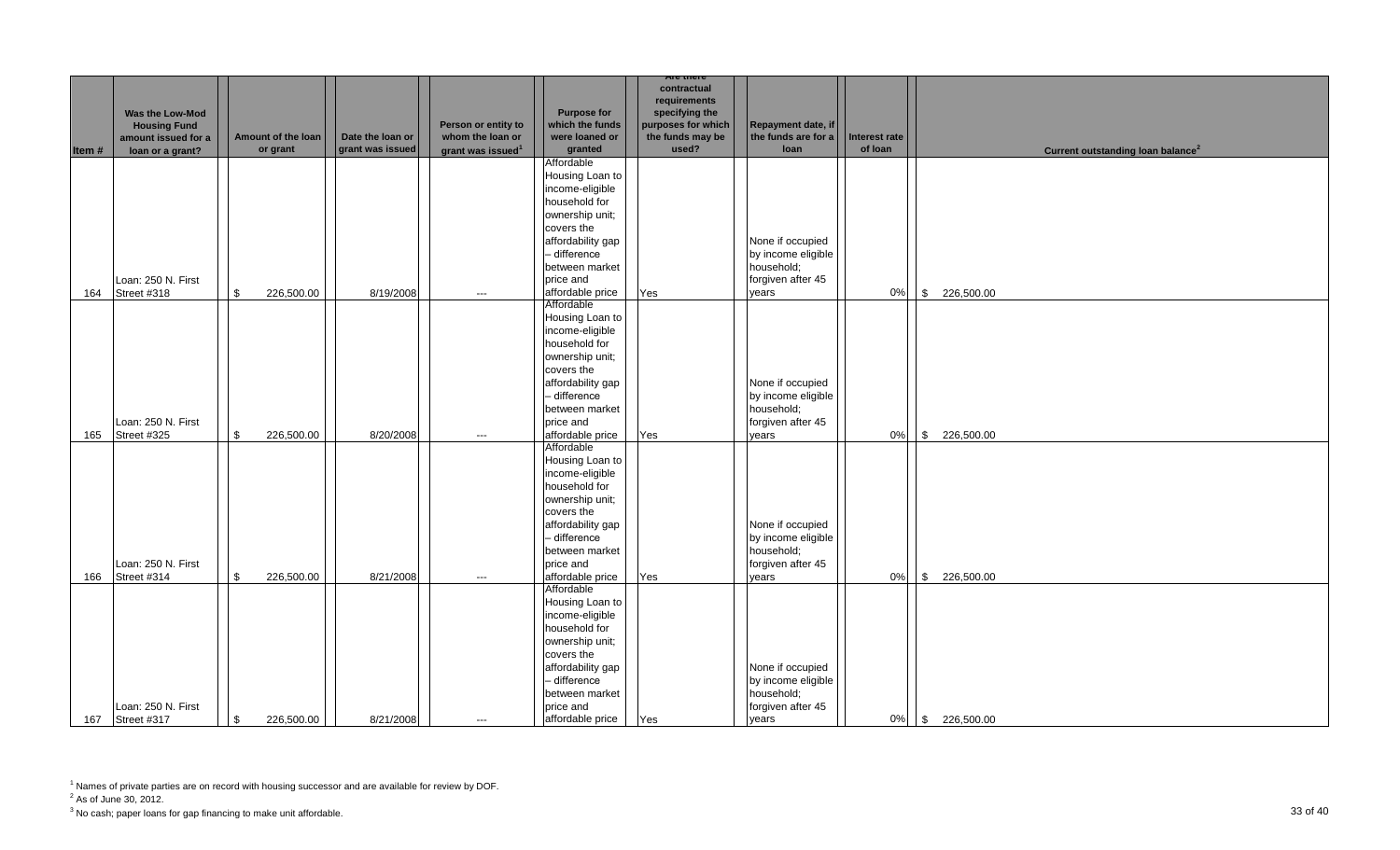| Item # | Was the Low-Mod Housing Fund amount issued for a loan or a grant? | Amount of the loan or grant | Date the loan or grant was issued | Person or entity to whom the loan or grant was issued[1] | Purpose for which the funds were loaned or granted | Are there contractual requirements specifying the purposes for which the funds may be used? | Repayment date, if the funds are for a loan | Interest rate of loan | Current outstanding loan balance[2] |
|---|---|---|---|---|---|---|---|---|---|
| 164 | Loan: 250 N. First Street #318 | $ 226,500.00 | 8/19/2008 | --- | Affordable Housing Loan to income-eligible household for ownership unit; covers the affordability gap – difference between market price and affordable price | Yes | None if occupied by income eligible household; forgiven after 45 years | 0% | $ 226,500.00 |
| 165 | Loan: 250 N. First Street #325 | $ 226,500.00 | 8/20/2008 | --- | Affordable Housing Loan to income-eligible household for ownership unit; covers the affordability gap – difference between market price and affordable price | Yes | None if occupied by income eligible household; forgiven after 45 years | 0% | $ 226,500.00 |
| 166 | Loan: 250 N. First Street #314 | $ 226,500.00 | 8/21/2008 | --- | Affordable Housing Loan to income-eligible household for ownership unit; covers the affordability gap – difference between market price and affordable price | Yes | None if occupied by income eligible household; forgiven after 45 years | 0% | $ 226,500.00 |
| 167 | Loan: 250 N. First Street #317 | $ 226,500.00 | 8/21/2008 | --- | Affordable Housing Loan to income-eligible household for ownership unit; covers the affordability gap – difference between market price and affordable price | Yes | None if occupied by income eligible household; forgiven after 45 years | 0% | $ 226,500.00 |

[1] Names of private parties are on record with housing successor and are available for review by DOF.

[2] As of June 30, 2012.

[3] No cash; paper loans for gap financing to make unit affordable.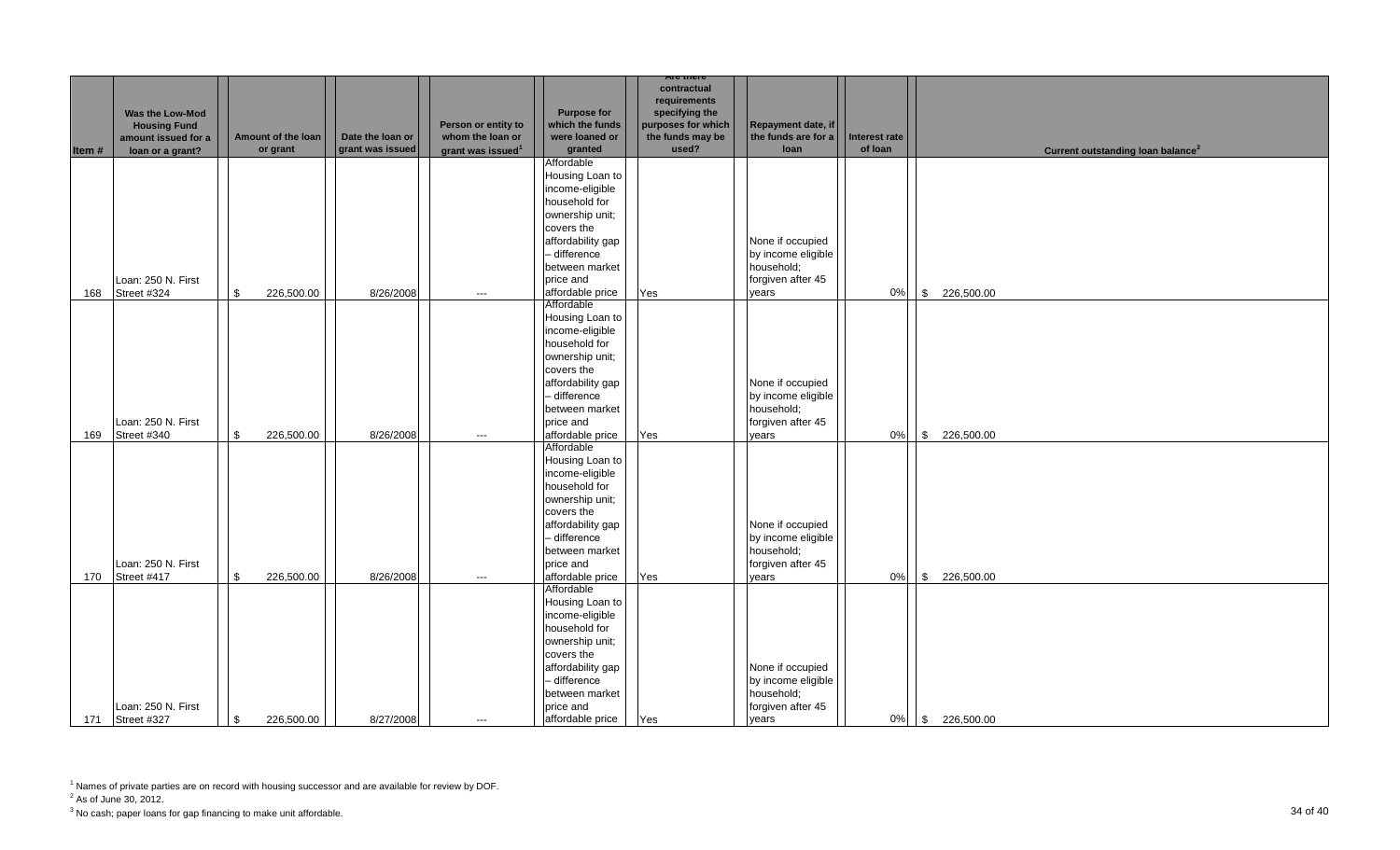| Item # | Was the Low-Mod Housing Fund amount issued for a loan or a grant? | Amount of the loan or grant | Date the loan or grant was issued | Person or entity to whom the loan or grant was issued[1] | Purpose for which the funds were loaned or granted | Are there contractual requirements specifying the purposes for which the funds may be used? | Repayment date, if the funds are for a loan | Interest rate of loan | Current outstanding loan balance[2] |
|---|---|---|---|---|---|---|---|---|---|
| 168 | Loan: 250 N. First Street #324 | $ 226,500.00 | 8/26/2008 | --- | Affordable Housing Loan to income-eligible household for ownership unit; covers the affordability gap – difference between market price and affordable price | Yes | None if occupied by income eligible household; forgiven after 45 years | 0% | $ 226,500.00 |
| 169 | Loan: 250 N. First Street #340 | $ 226,500.00 | 8/26/2008 | --- | Affordable Housing Loan to income-eligible household for ownership unit; covers the affordability gap – difference between market price and affordable price | Yes | None if occupied by income eligible household; forgiven after 45 years | 0% | $ 226,500.00 |
| 170 | Loan: 250 N. First Street #417 | $ 226,500.00 | 8/26/2008 | --- | Affordable Housing Loan to income-eligible household for ownership unit; covers the affordability gap – difference between market price and affordable price | Yes | None if occupied by income eligible household; forgiven after 45 years | 0% | $ 226,500.00 |
| 171 | Loan: 250 N. First Street #327 | $ 226,500.00 | 8/27/2008 | --- | Affordable Housing Loan to income-eligible household for ownership unit; covers the affordability gap – difference between market price and affordable price | Yes | None if occupied by income eligible household; forgiven after 45 years | 0% | $ 226,500.00 |

[1] Names of private parties are on record with housing successor and are available for review by DOF.

[2] As of June 30, 2012.

[3] No cash; paper loans for gap financing to make unit affordable.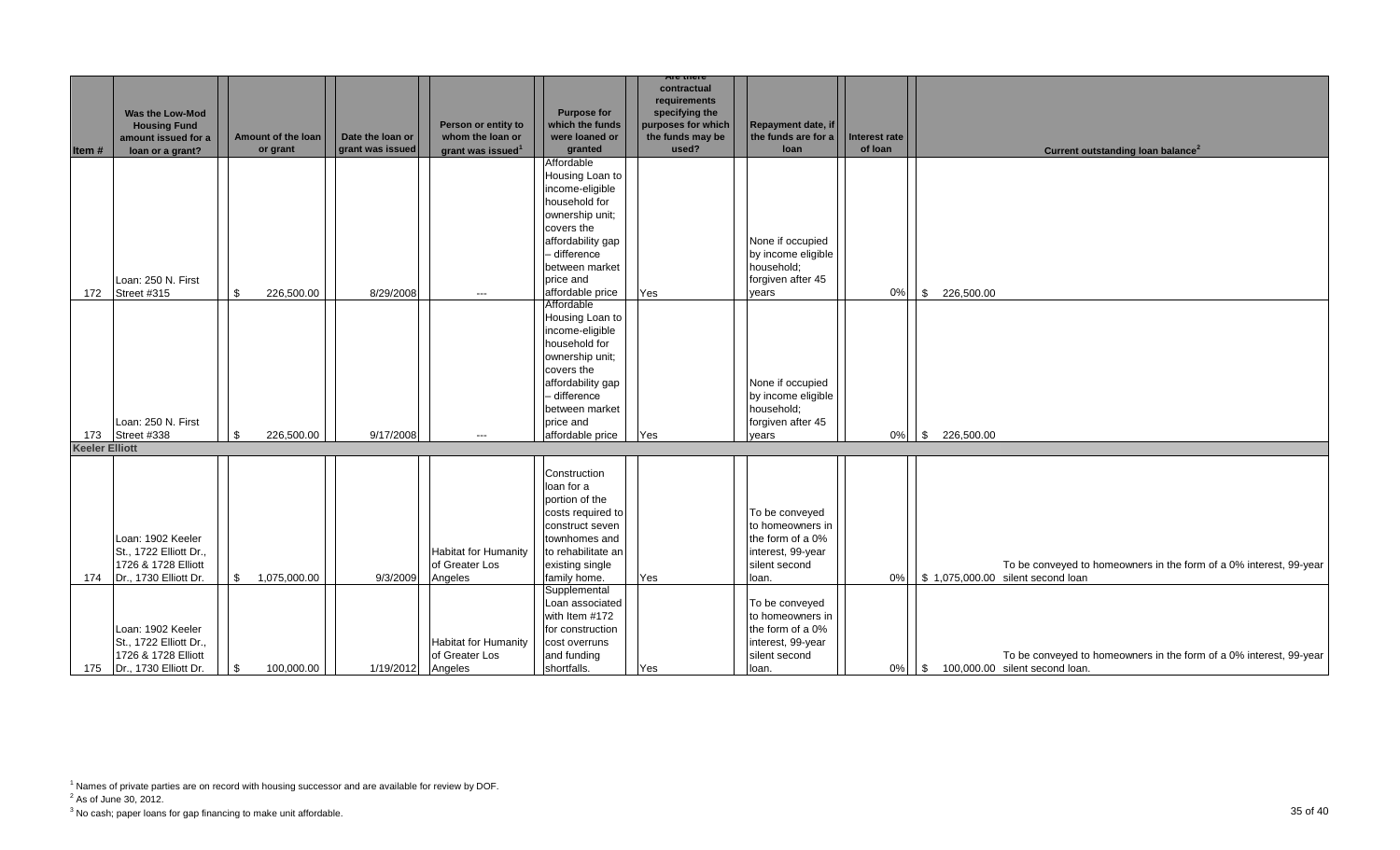| Item # | Was the Low-Mod Housing Fund amount issued for a loan or a grant? | Amount of the loan or grant | Date the loan or grant was issued | Person or entity to whom the loan or grant was issued[1] | Purpose for which the funds were loaned or granted | Are there contractual requirements specifying the purposes for which the funds may be used? | Repayment date, if the funds are for a loan | Interest rate of loan | Current outstanding loan balance[2] |
|---|---|---|---|---|---|---|---|---|---|
| 172 | Loan: 250 N. First Street #315 | $ 226,500.00 | 8/29/2008 | --- | Affordable Housing Loan to income-eligible household for ownership unit; covers the affordability gap – difference between market price and affordable price | Yes | None if occupied by income eligible household; forgiven after 45 years | 0% | $ 226,500.00 |
| 173 | Loan: 250 N. First Street #338 | $ 226,500.00 | 9/17/2008 | --- | Affordable Housing Loan to income-eligible household for ownership unit; covers the affordability gap – difference between market price and affordable price | Yes | None if occupied by income eligible household; forgiven after 45 years | 0% | $ 226,500.00 |
| **Keeler Elliott** | | | | | | | | | |
| 174 | Loan: 1902 Keeler St., 1722 Elliott Dr., 1726 & 1728 Elliott Dr., 1730 Elliott Dr. | $ 1,075,000.00 | 9/3/2009 | Habitat for Humanity of Greater Los Angeles | Construction loan for a portion of the costs required to construct seven townhomes and to rehabilitate an existing single family home. | Yes | To be conveyed to homeowners in the form of a 0% interest, 99-year silent second loan. | 0% | $ 1,075,000.00 To be conveyed to homeowners in the form of a 0% interest, 99-year silent second loan |
| 175 | Loan: 1902 Keeler St., 1722 Elliott Dr., 1726 & 1728 Elliott Dr., 1730 Elliott Dr. | $ 100,000.00 | 1/19/2012 | Habitat for Humanity of Greater Los Angeles | Supplemental Loan associated with Item #172 for construction cost overruns and funding shortfalls. | Yes | To be conveyed to homeowners in the form of a 0% interest, 99-year silent second loan. | 0% | $ 100,000.00 To be conveyed to homeowners in the form of a 0% interest, 99-year silent second loan. |

[1] Names of private parties are on record with housing successor and are available for review by DOF.

[2] As of June 30, 2012.

[3] No cash; paper loans for gap financing to make unit affordable.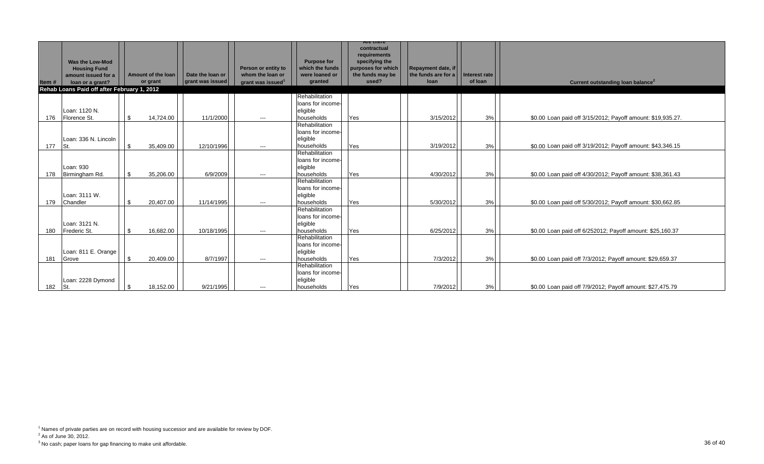| Item # | Was the Low-Mod Housing Fund amount issued for a loan or a grant? | Amount of the loan or grant | Date the loan or grant was issued | Person or entity to whom the loan or grant was issued[1] | Purpose for which the funds were loaned or granted | Are there contractual requirements specifying the purposes for which the funds may be used? | Repayment date, if the funds are for a loan | Interest rate of loan | Current outstanding loan balance[2] |
|---|---|---|---|---|---|---|---|---|---|
| **Rehab Loans Paid off after February 1, 2012** | | | | | | | | | |
| 176 | Loan: 1120 N. Florence St. | $ 14,724.00 | 11/1/2000 | --- | Rehabilitation loans for income-eligible households | Yes | 3/15/2012 | 3% | $0.00 Loan paid off 3/15/2012; Payoff amount: $19,935.27. |
| 177 | Loan: 336 N. Lincoln St. | $ 35,409.00 | 12/10/1996 | --- | Rehabilitation loans for income-eligible households | Yes | 3/19/2012 | 3% | $0.00 Loan paid off 3/19/2012; Payoff amount: $43,346.15 |
| 178 | Loan: 930 Birmingham Rd. | $ 35,206.00 | 6/9/2009 | --- | Rehabilitation loans for income-eligible households | Yes | 4/30/2012 | 3% | $0.00 Loan paid off 4/30/2012; Payoff amount: $38,361.43 |
| 179 | Loan: 3111 W. Chandler | $ 20,407.00 | 11/14/1995 | --- | Rehabilitation loans for income-eligible households | Yes | 5/30/2012 | 3% | $0.00 Loan paid off 5/30/2012; Payoff amount: $30,662.85 |
| 180 | Loan: 3121 N. Frederic St. | $ 16,682.00 | 10/18/1995 | --- | Rehabilitation loans for income-eligible households | Yes | 6/25/2012 | 3% | $0.00 Loan paid off 6/252012; Payoff amount: $25,160.37 |
| 181 | Loan: 811 E. Orange Grove | $ 20,409.00 | 8/7/1997 | --- | Rehabilitation loans for income-eligible households | Yes | 7/3/2012 | 3% | $0.00 Loan paid off 7/3/2012; Payoff amount: $29,659.37 |
| 182 | Loan: 2228 Dymond St. | $ 18,152.00 | 9/21/1995 | --- | Rehabilitation loans for income-eligible households | Yes | 7/9/2012 | 3% | $0.00 Loan paid off 7/9/2012; Payoff amount: $27,475.79 |

[1] Names of private parties are on record with housing successor and are available for review by DOF.

[2] As of June 30, 2012.

[3] No cash; paper loans for gap financing to make unit affordable.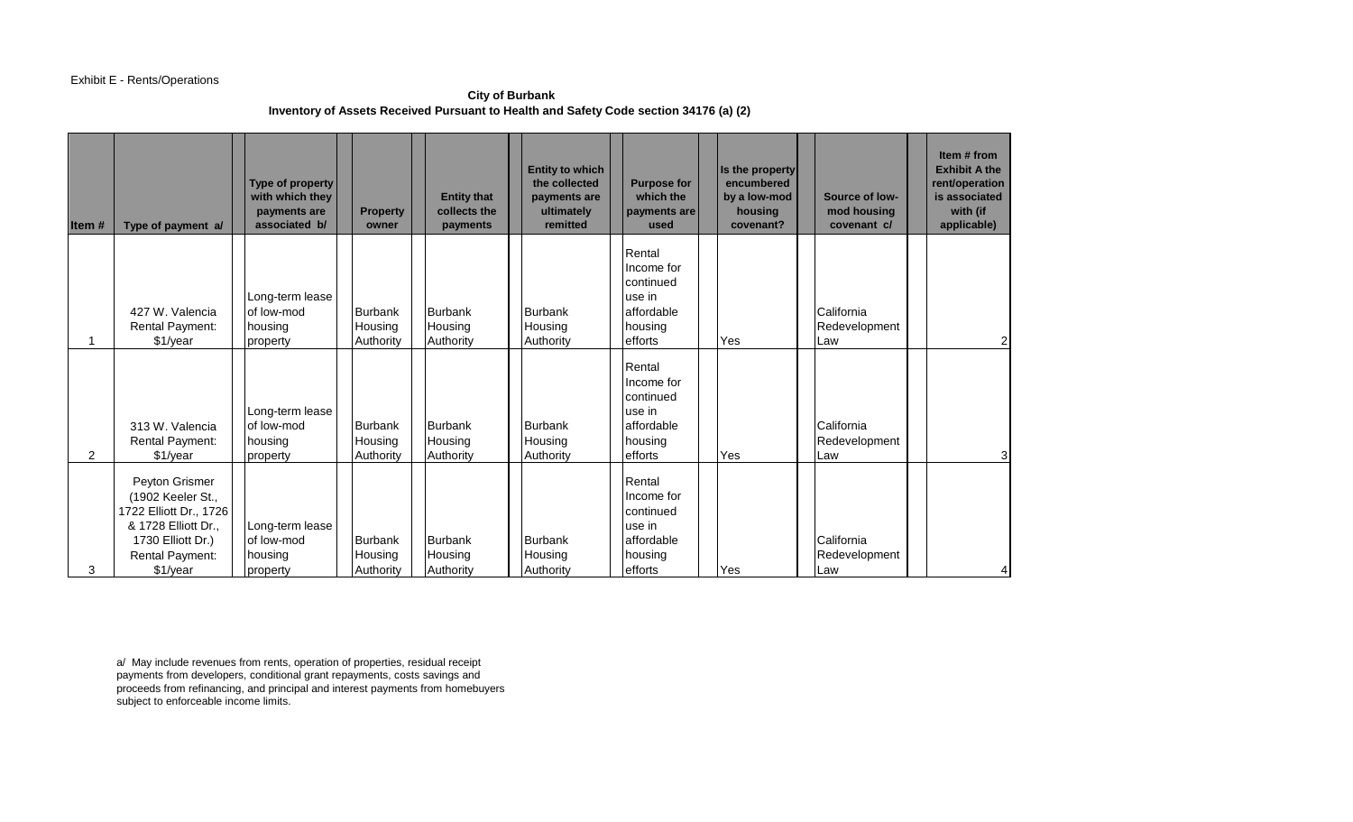Exhibit E - Rents/Operations

**City of Burbank**
**Inventory of Assets Received Pursuant to Health and Safety Code section 34176 (a) (2)**

| Item # | Type of payment a/ | Type of property with which they payments are associated b/ | Property owner | Entity that collects the payments | Entity to which the collected payments are ultimately remitted | Purpose for which the payments are used | Is the property encumbered by a low-mod housing covenant? | Source of low-mod housing covenant c/ | Item # from Exhibit A the rent/operation is associated with (if applicable) |
|---|---|---|---|---|---|---|---|---|---|
| 1 | 427 W. Valencia Rental Payment: $1/year | Long-term lease of low-mod housing property | Burbank Housing Authority | Burbank Housing Authority | Burbank Housing Authority | Rental Income for continued use in affordable housing efforts | Yes | California Redevelopment Law | 2 |
| 2 | 313 W. Valencia Rental Payment: $1/year | Long-term lease of low-mod housing property | Burbank Housing Authority | Burbank Housing Authority | Burbank Housing Authority | Rental Income for continued use in affordable housing efforts | Yes | California Redevelopment Law | 3 |
| 3 | Peyton Grismer (1902 Keeler St., 1722 Elliott Dr., 1726 & 1728 Elliott Dr., 1730 Elliott Dr.) Rental Payment: $1/year | Long-term lease of low-mod housing property | Burbank Housing Authority | Burbank Housing Authority | Burbank Housing Authority | Rental Income for continued use in affordable housing efforts | Yes | California Redevelopment Law | 4 |

a/ May include revenues from rents, operation of properties, residual receipt payments from developers, conditional grant repayments, costs savings and proceeds from refinancing, and principal and interest payments from homebuyers subject to enforceable income limits.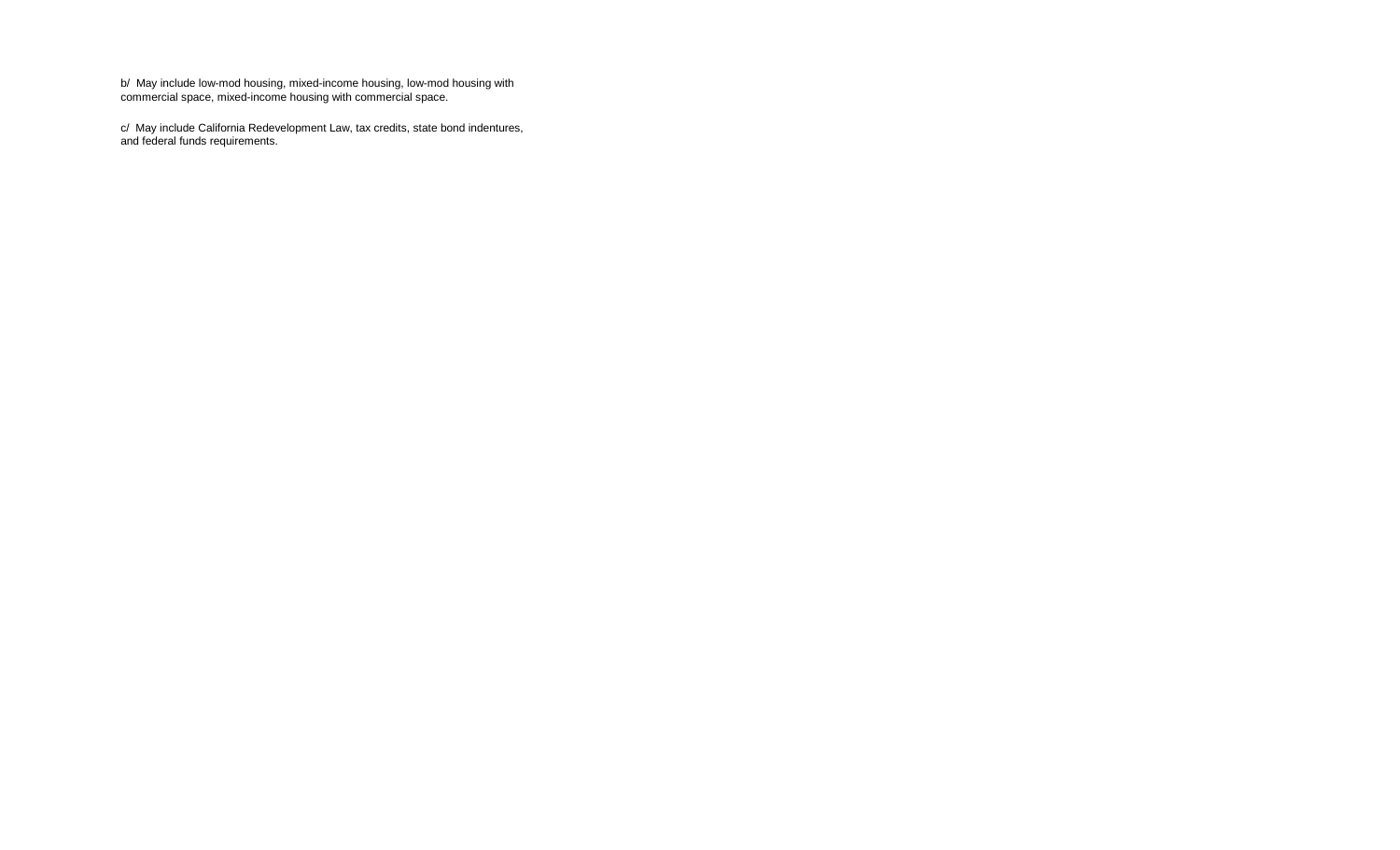b/ May include low-mod housing, mixed-income housing, low-mod housing with commercial space, mixed-income housing with commercial space.

c/ May include California Redevelopment Law, tax credits, state bond indentures, and federal funds requirements.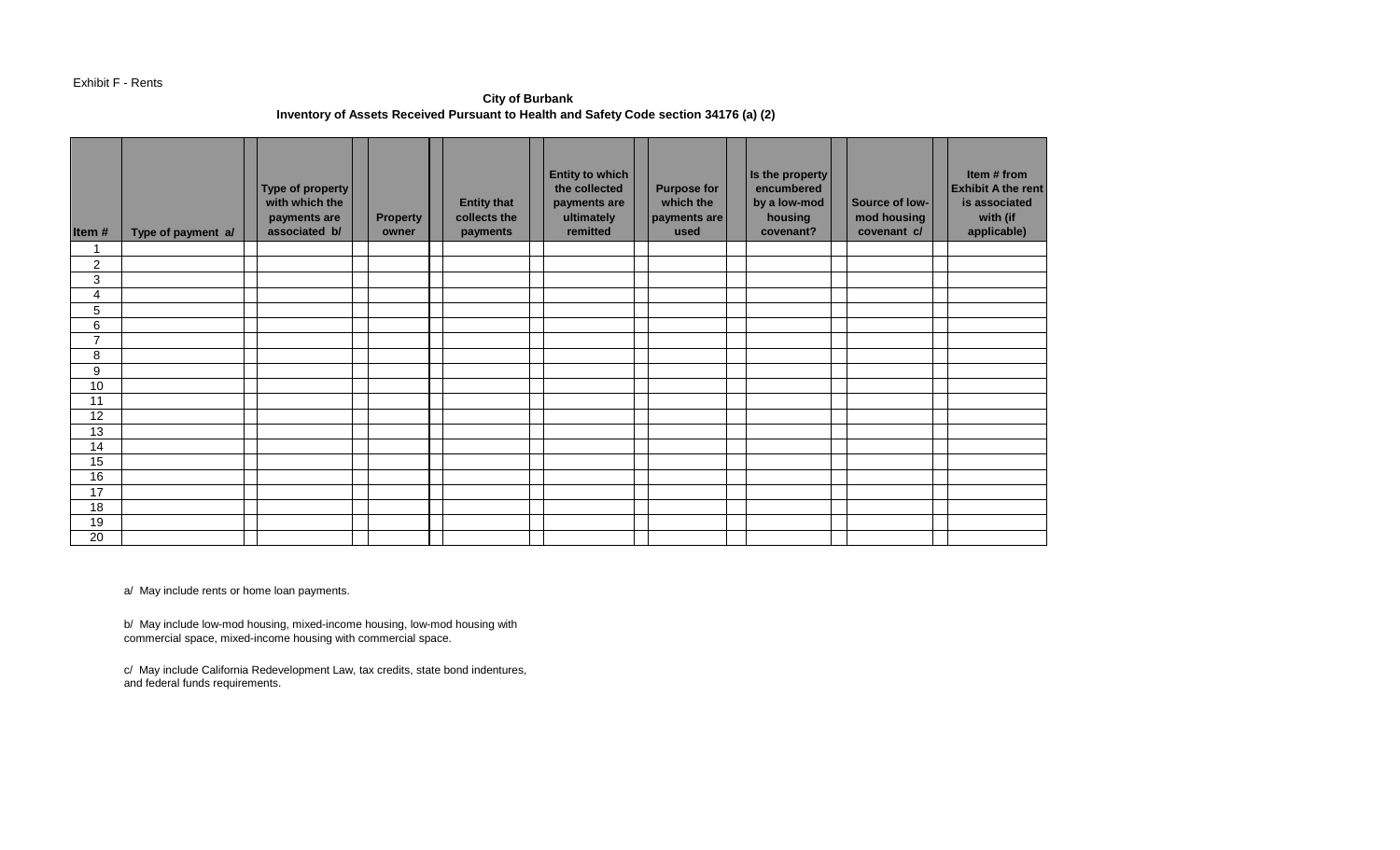Exhibit F - Rents

**City of Burbank**
**Inventory of Assets Received Pursuant to Health and Safety Code section 34176 (a) (2)**

| Item # | Type of payment a/ | Type of property with which the payments are associated b/ | Property owner | Entity that collects the payments | Entity to which the collected payments are ultimately remitted | Purpose for which the payments are used | Is the property encumbered by a low-mod housing covenant? | Source of low-mod housing covenant c/ | Item # from Exhibit A the rent is associated with (if applicable) |
|---|---|---|---|---|---|---|---|---|---|
| 1 | | | | | | | | | |
| 2 | | | | | | | | | |
| 3 | | | | | | | | | |
| 4 | | | | | | | | | |
| 5 | | | | | | | | | |
| 6 | | | | | | | | | |
| 7 | | | | | | | | | |
| 8 | | | | | | | | | |
| 9 | | | | | | | | | |
| 10 | | | | | | | | | |
| 11 | | | | | | | | | |
| 12 | | | | | | | | | |
| 13 | | | | | | | | | |
| 14 | | | | | | | | | |
| 15 | | | | | | | | | |
| 16 | | | | | | | | | |
| 17 | | | | | | | | | |
| 18 | | | | | | | | | |
| 19 | | | | | | | | | |
| 20 | | | | | | | | | |

a/ May include rents or home loan payments.

b/ May include low-mod housing, mixed-income housing, low-mod housing with commercial space, mixed-income housing with commercial space.

c/ May include California Redevelopment Law, tax credits, state bond indentures, and federal funds requirements.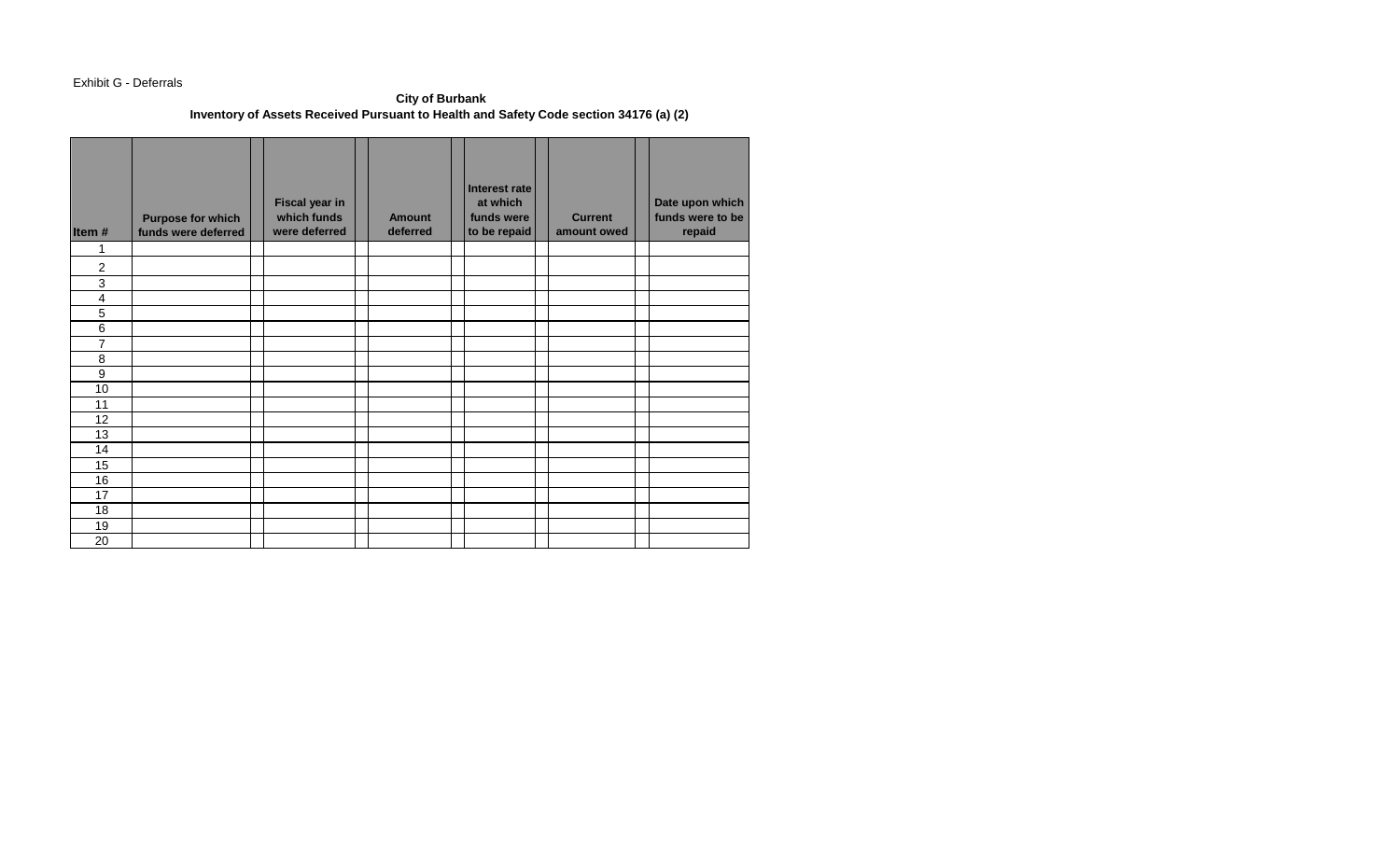Exhibit G - Deferrals

**City of Burbank**
**Inventory of Assets Received Pursuant to Health and Safety Code section 34176 (a) (2)**

| Item # | Purpose for which funds were deferred | Fiscal year in which funds were deferred | Amount deferred | Interest rate at which funds were to be repaid | Current amount owed | Date upon which funds were to be repaid |
|---|---|---|---|---|---|---|
| 1 | | | | | | |
| 2 | | | | | | |
| 3 | | | | | | |
| 4 | | | | | | |
| 5 | | | | | | |
| 6 | | | | | | |
| 7 | | | | | | |
| 8 | | | | | | |
| 9 | | | | | | |
| 10 | | | | | | |
| 11 | | | | | | |
| 12 | | | | | | |
| 13 | | | | | | |
| 14 | | | | | | |
| 15 | | | | | | |
| 16 | | | | | | |
| 17 | | | | | | |
| 18 | | | | | | |
| 19 | | | | | | |
| 20 | | | | | | |